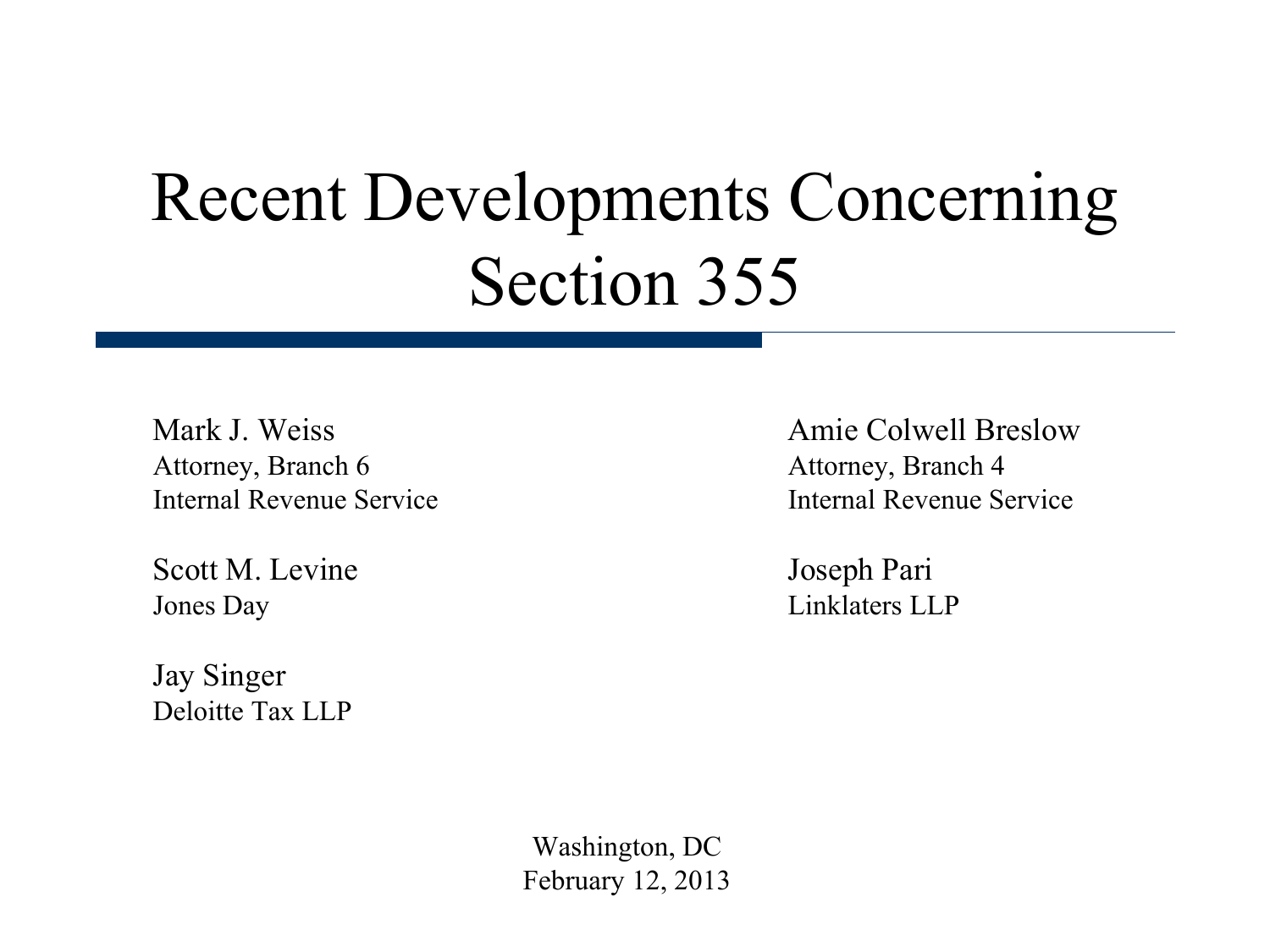# Recent Developments Concerning Section 355

Mark J. Weiss
Attorney, Branch 6
Internal Revenue Service

Amie Colwell Breslow
Attorney, Branch 4
Internal Revenue Service

Scott M. Levine
Jones Day

Joseph Pari
Linklaters LLP

Jay Singer
Deloitte Tax LLP

Washington, DC
February 12, 2013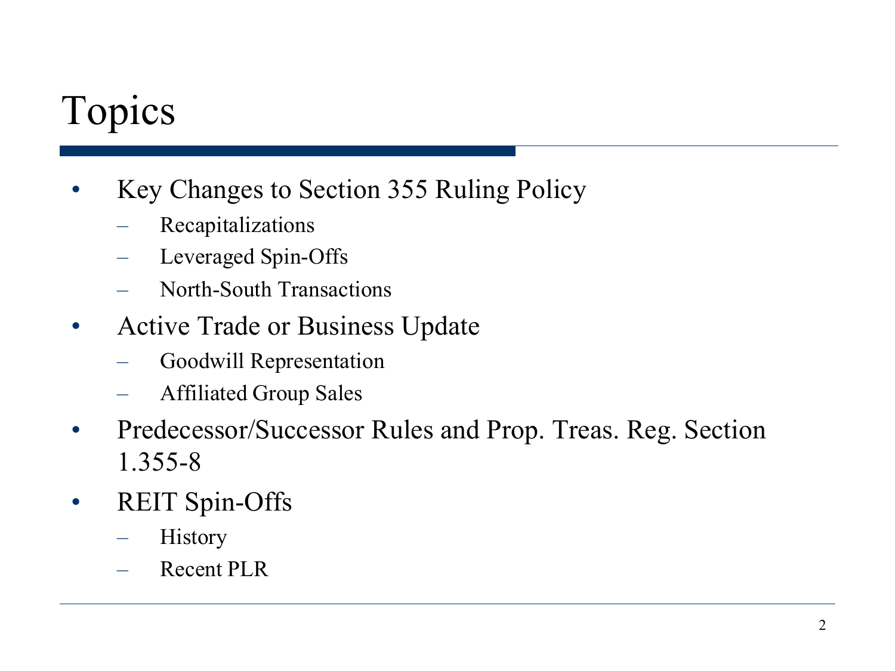# Topics

- Key Changes to Section 355 Ruling Policy
  - Recapitalizations
  - Leveraged Spin-Offs
  - North-South Transactions
- Active Trade or Business Update
  - Goodwill Representation
  - Affiliated Group Sales
- Predecessor/Successor Rules and Prop. Treas. Reg. Section 1.355-8
- REIT Spin-Offs
  - History
  - Recent PLR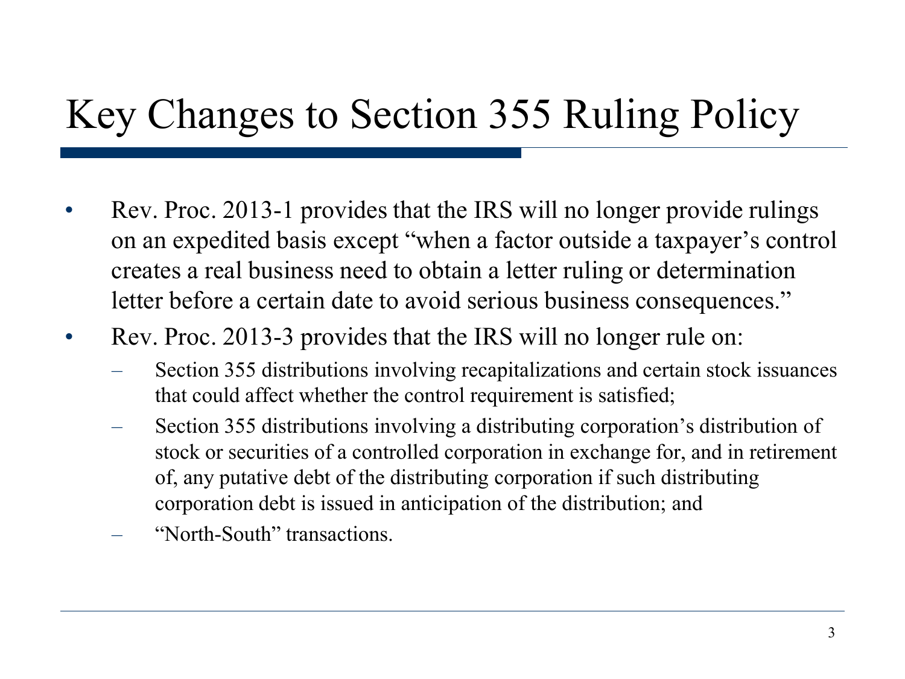# Key Changes to Section 355 Ruling Policy

- Rev. Proc. 2013-1 provides that the IRS will no longer provide rulings on an expedited basis except "when a factor outside a taxpayer's control creates a real business need to obtain a letter ruling or determination letter before a certain date to avoid serious business consequences."
- Rev. Proc. 2013-3 provides that the IRS will no longer rule on:
  - Section 355 distributions involving recapitalizations and certain stock issuances that could affect whether the control requirement is satisfied;
  - Section 355 distributions involving a distributing corporation's distribution of stock or securities of a controlled corporation in exchange for, and in retirement of, any putative debt of the distributing corporation if such distributing corporation debt is issued in anticipation of the distribution; and
  - "North-South" transactions.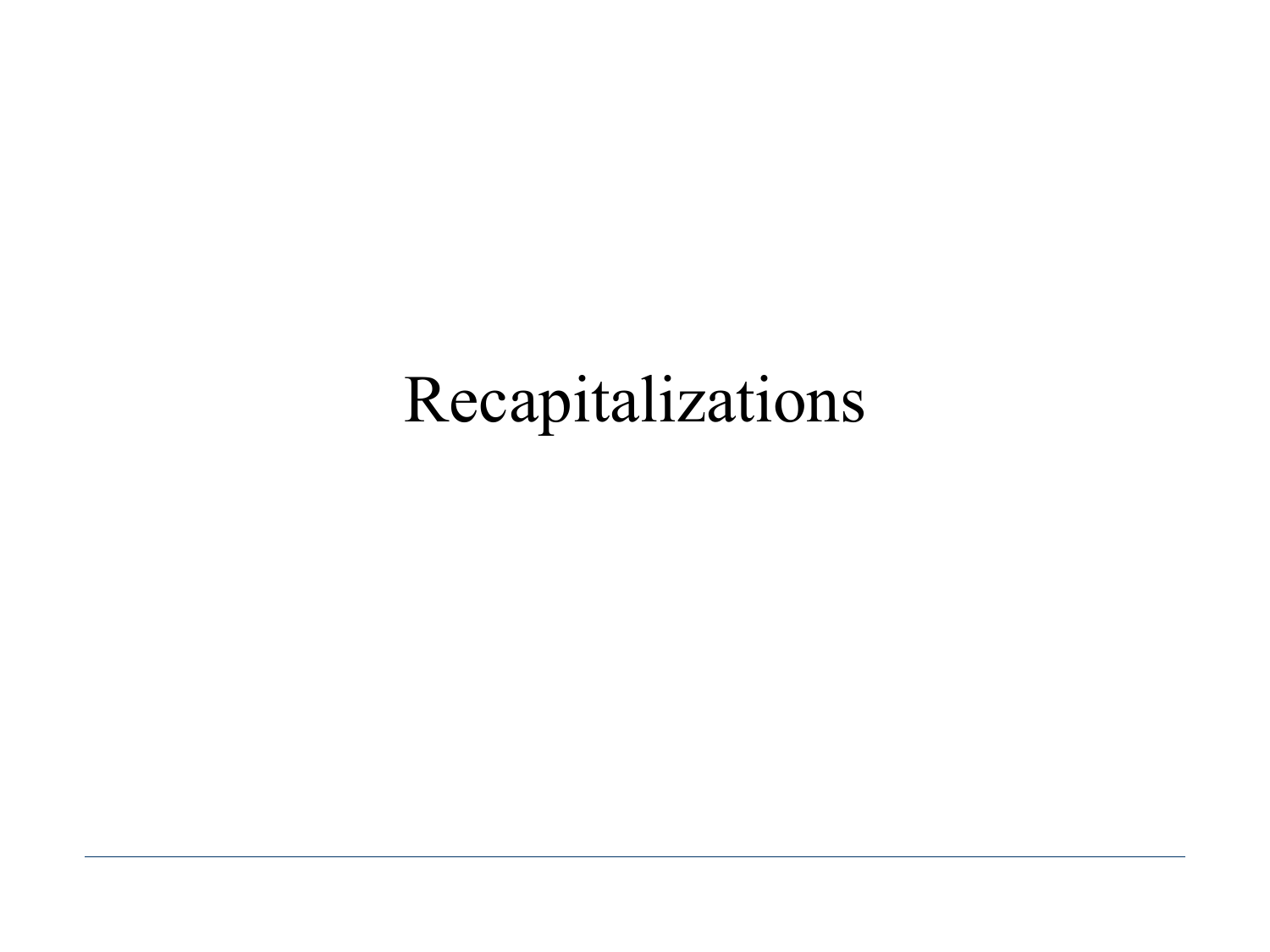# Recapitalizations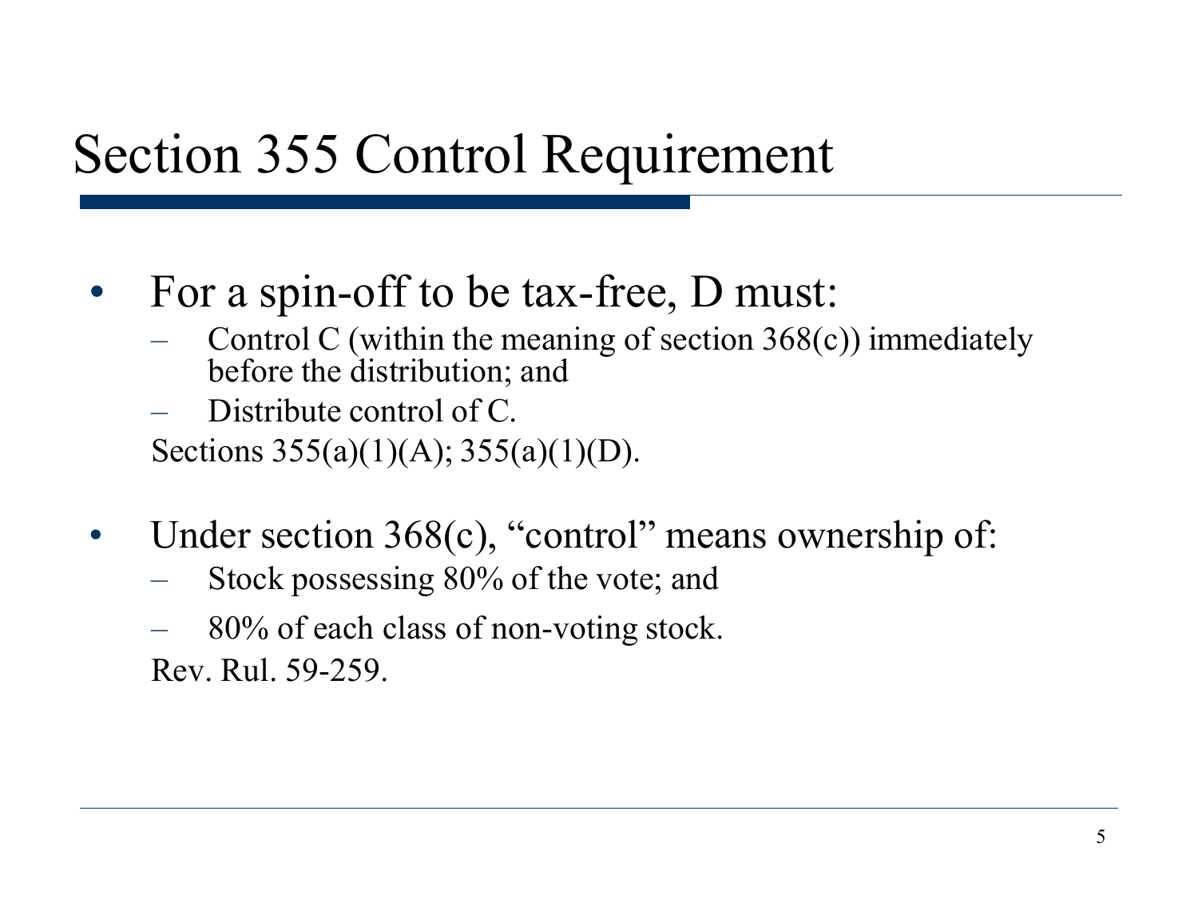# Section 355 Control Requirement

- For a spin-off to be tax-free, D must:
  - Control C (within the meaning of section 368(c)) immediately before the distribution; and
  - Distribute control of C.

  Sections 355(a)(1)(A); 355(a)(1)(D).

- Under section 368(c), "control" means ownership of:
  - Stock possessing 80% of the vote; and
  - 80% of each class of non-voting stock.

  Rev. Rul. 59-259.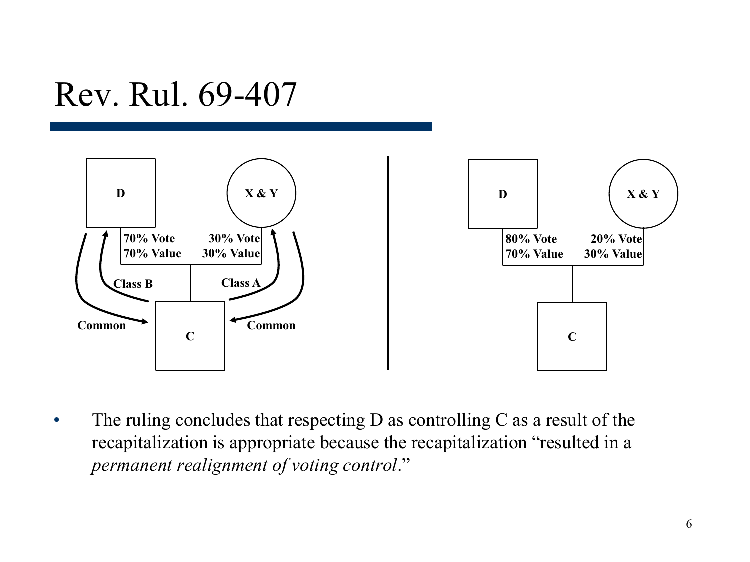# Rev. Rul. 69-407

D

X & Y

70% Vote
70% Value

30% Vote
30% Value

Class B

Class A

Common

Common

C

D

X & Y

80% Vote
70% Value

20% Vote
30% Value

C

- The ruling concludes that respecting D as controlling C as a result of the recapitalization is appropriate because the recapitalization "resulted in a *permanent realignment of voting control*."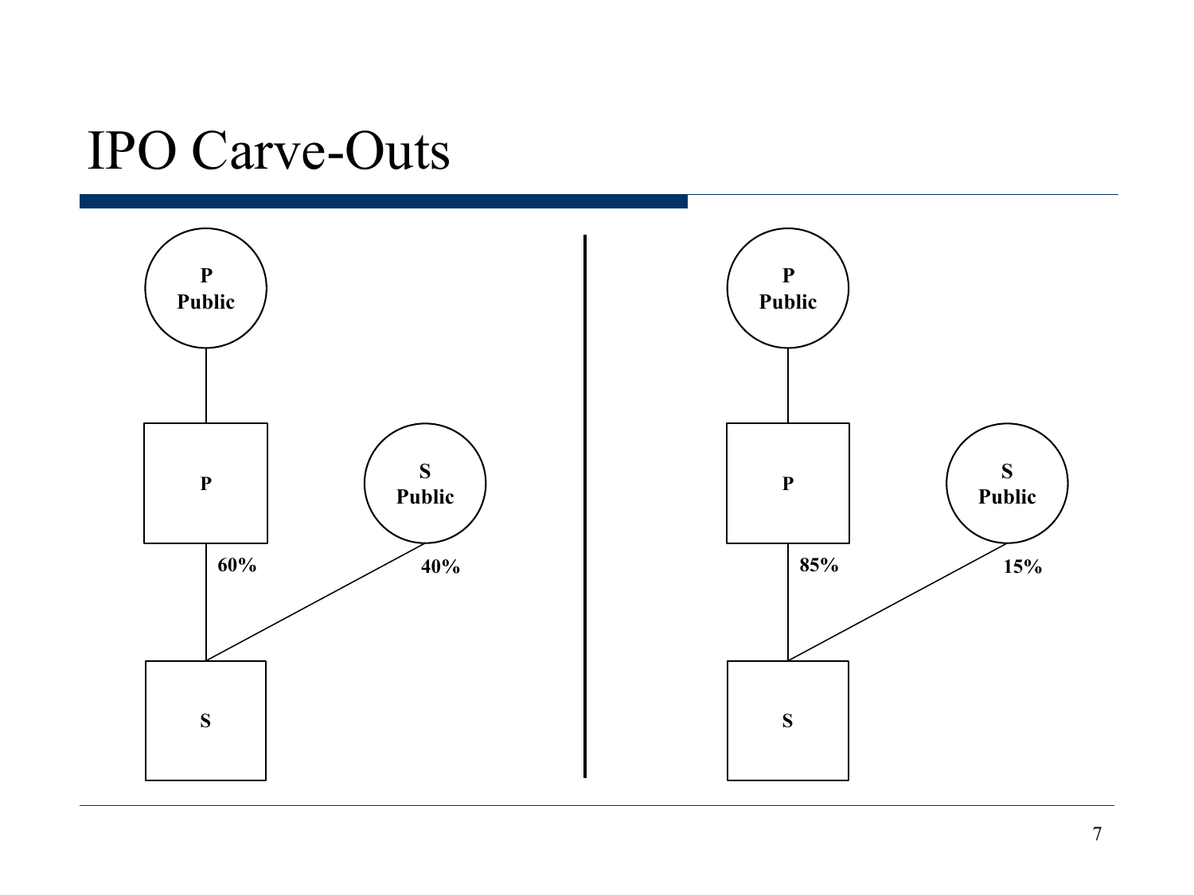# IPO Carve-Outs

P Public

P

S Public

60%

40%

S

P Public

P

S Public

85%

15%

S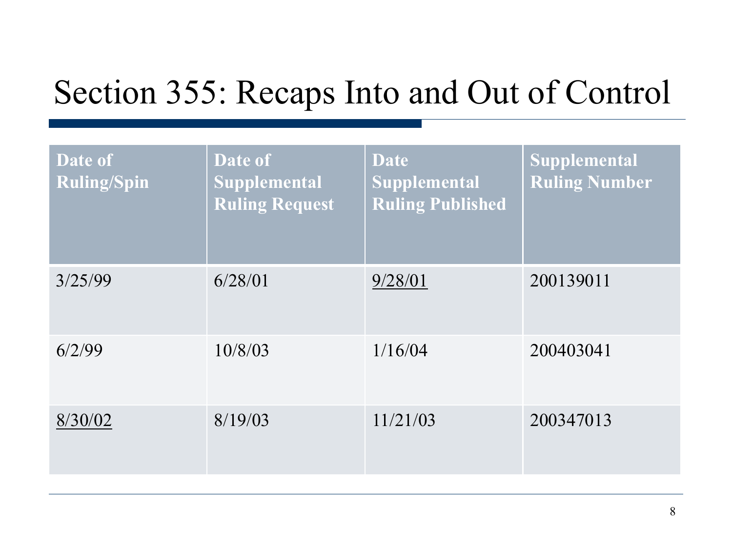# Section 355: Recaps Into and Out of Control

| Date of Ruling/Spin | Date of Supplemental Ruling Request | Date Supplemental Ruling Published | Supplemental Ruling Number |
|---|---|---|---|
| 3/25/99 | 6/28/01 | <u>9/28/01</u> | 200139011 |
| 6/2/99 | 10/8/03 | 1/16/04 | 200403041 |
| <u>8/30/02</u> | 8/19/03 | 11/21/03 | 200347013 |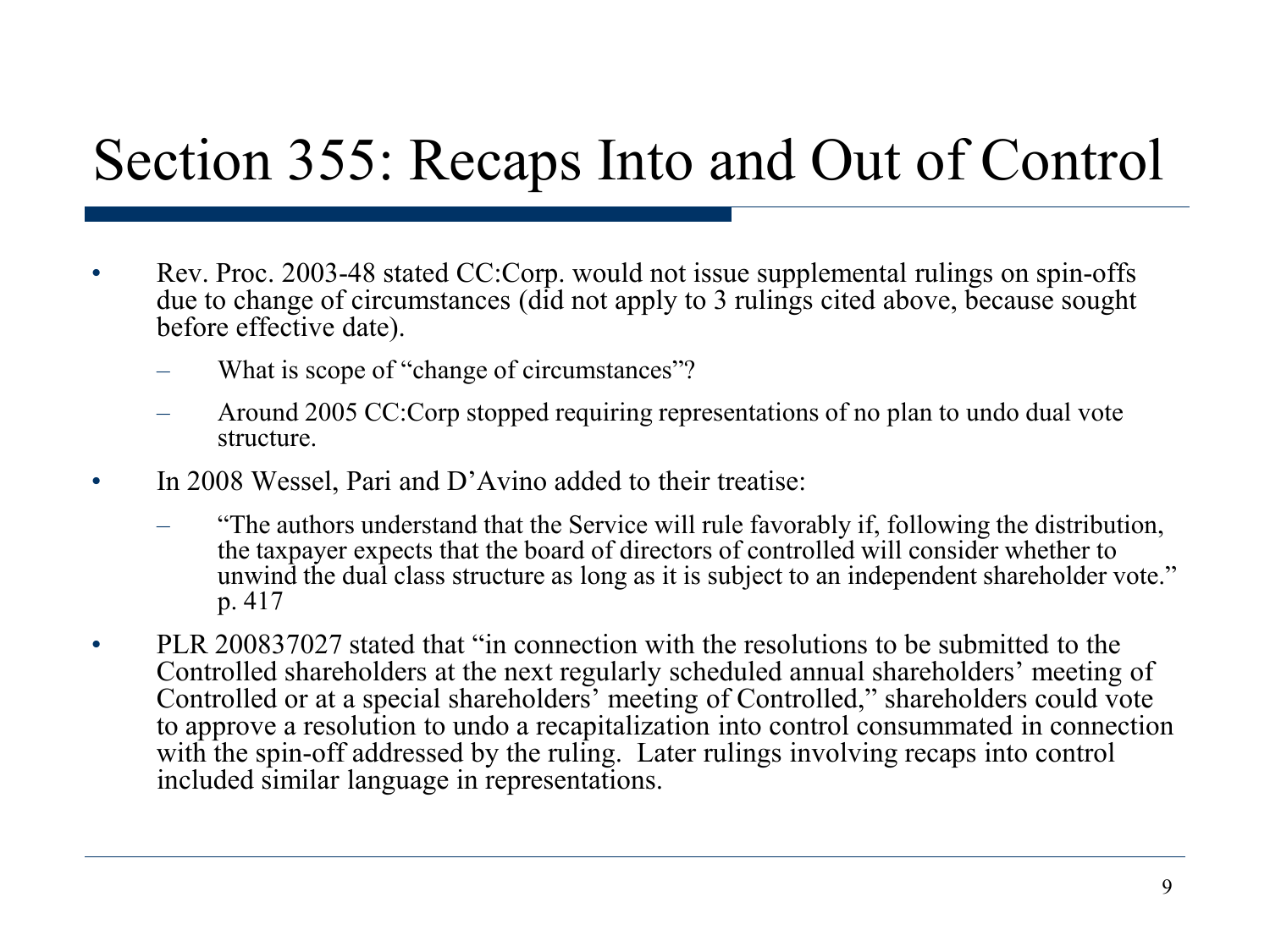# Section 355: Recaps Into and Out of Control

- Rev. Proc. 2003-48 stated CC:Corp. would not issue supplemental rulings on spin-offs due to change of circumstances (did not apply to 3 rulings cited above, because sought before effective date).
  - What is scope of "change of circumstances"?
  - Around 2005 CC:Corp stopped requiring representations of no plan to undo dual vote structure.
- In 2008 Wessel, Pari and D'Avino added to their treatise:
  - "The authors understand that the Service will rule favorably if, following the distribution, the taxpayer expects that the board of directors of controlled will consider whether to unwind the dual class structure as long as it is subject to an independent shareholder vote." p. 417
- PLR 200837027 stated that "in connection with the resolutions to be submitted to the Controlled shareholders at the next regularly scheduled annual shareholders' meeting of Controlled or at a special shareholders' meeting of Controlled," shareholders could vote to approve a resolution to undo a recapitalization into control consummated in connection with the spin-off addressed by the ruling. Later rulings involving recaps into control included similar language in representations.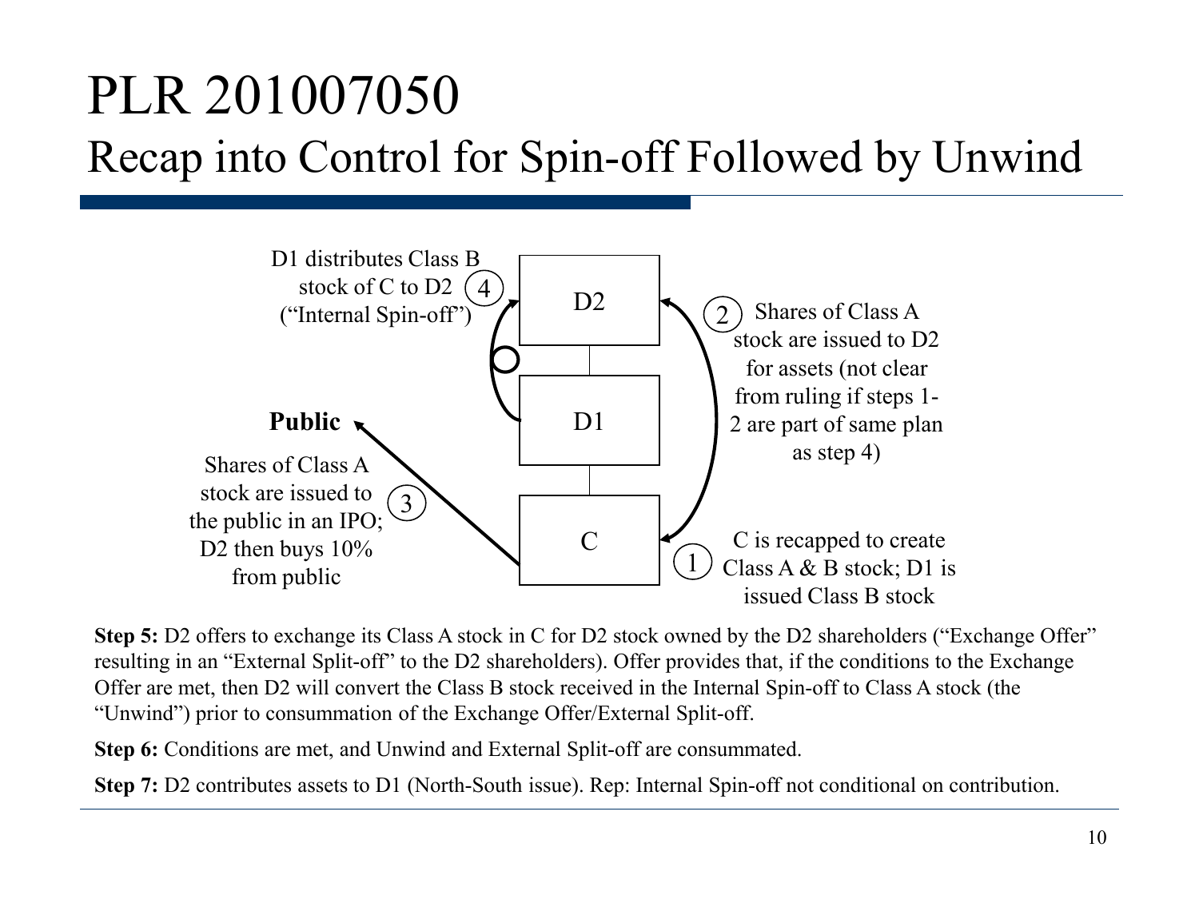# PLR 201007050

## Recap into Control for Spin-off Followed by Unwind

D2

D1

C

Public

1. C is recapped to create Class A & B stock; D1 is issued Class B stock
2. Shares of Class A stock are issued to D2 for assets (not clear from ruling if steps 1-2 are part of same plan as step 4)
3. Shares of Class A stock are issued to the public in an IPO; D2 then buys 10% from public
4. D1 distributes Class B stock of C to D2 ("Internal Spin-off")

**Step 5:** D2 offers to exchange its Class A stock in C for D2 stock owned by the D2 shareholders ("Exchange Offer" resulting in an "External Split-off" to the D2 shareholders). Offer provides that, if the conditions to the Exchange Offer are met, then D2 will convert the Class B stock received in the Internal Spin-off to Class A stock (the "Unwind") prior to consummation of the Exchange Offer/External Split-off.

**Step 6:** Conditions are met, and Unwind and External Split-off are consummated.

**Step 7:** D2 contributes assets to D1 (North-South issue). Rep: Internal Spin-off not conditional on contribution.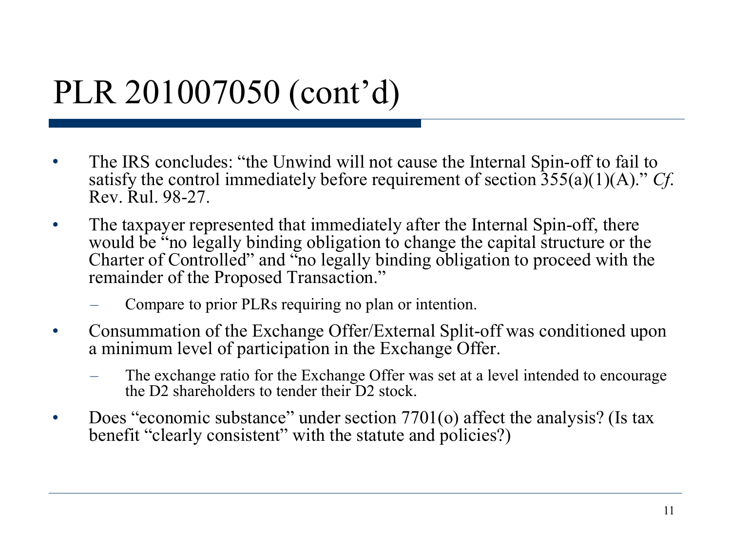# PLR 201007050 (cont'd)

- The IRS concludes: "the Unwind will not cause the Internal Spin-off to fail to satisfy the control immediately before requirement of section 355(a)(1)(A)." *Cf*. Rev. Rul. 98-27.
- The taxpayer represented that immediately after the Internal Spin-off, there would be "no legally binding obligation to change the capital structure or the Charter of Controlled" and "no legally binding obligation to proceed with the remainder of the Proposed Transaction."
  - Compare to prior PLRs requiring no plan or intention.
- Consummation of the Exchange Offer/External Split-off was conditioned upon a minimum level of participation in the Exchange Offer.
  - The exchange ratio for the Exchange Offer was set at a level intended to encourage the D2 shareholders to tender their D2 stock.
- Does "economic substance" under section 7701(o) affect the analysis? (Is tax benefit "clearly consistent" with the statute and policies?)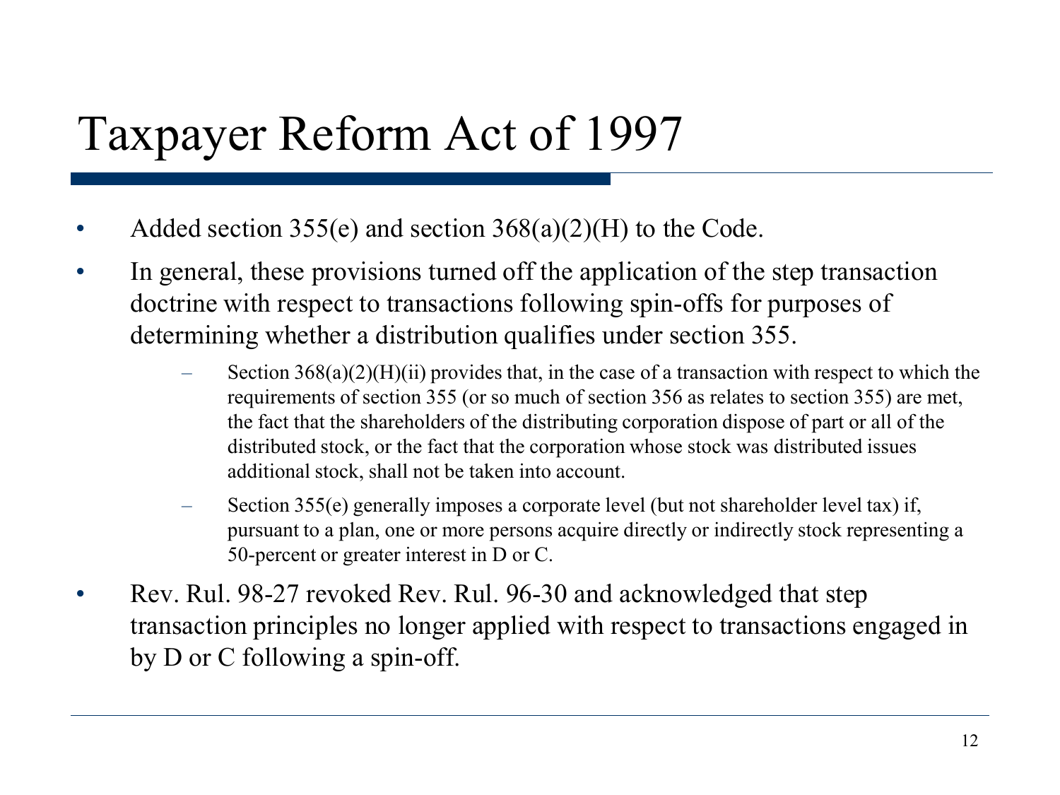# Taxpayer Reform Act of 1997

- Added section 355(e) and section 368(a)(2)(H) to the Code.
- In general, these provisions turned off the application of the step transaction doctrine with respect to transactions following spin-offs for purposes of determining whether a distribution qualifies under section 355.
  - Section 368(a)(2)(H)(ii) provides that, in the case of a transaction with respect to which the requirements of section 355 (or so much of section 356 as relates to section 355) are met, the fact that the shareholders of the distributing corporation dispose of part or all of the distributed stock, or the fact that the corporation whose stock was distributed issues additional stock, shall not be taken into account.
  - Section 355(e) generally imposes a corporate level (but not shareholder level tax) if, pursuant to a plan, one or more persons acquire directly or indirectly stock representing a 50-percent or greater interest in D or C.
- Rev. Rul. 98-27 revoked Rev. Rul. 96-30 and acknowledged that step transaction principles no longer applied with respect to transactions engaged in by D or C following a spin-off.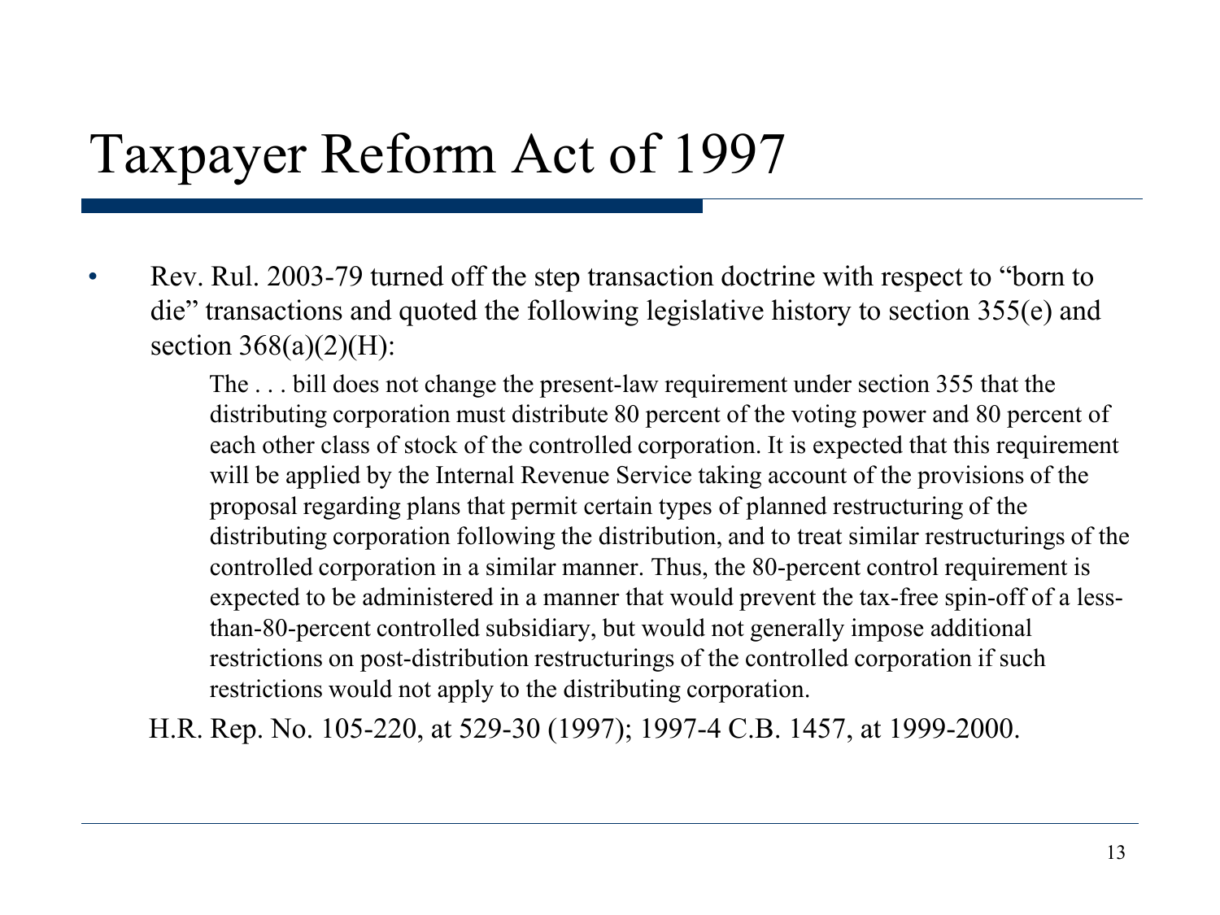# Taxpayer Reform Act of 1997

- Rev. Rul. 2003-79 turned off the step transaction doctrine with respect to “born to die” transactions and quoted the following legislative history to section 355(e) and section 368(a)(2)(H):

> The . . . bill does not change the present-law requirement under section 355 that the distributing corporation must distribute 80 percent of the voting power and 80 percent of each other class of stock of the controlled corporation. It is expected that this requirement will be applied by the Internal Revenue Service taking account of the provisions of the proposal regarding plans that permit certain types of planned restructuring of the distributing corporation following the distribution, and to treat similar restructurings of the controlled corporation in a similar manner. Thus, the 80-percent control requirement is expected to be administered in a manner that would prevent the tax-free spin-off of a less-than-80-percent controlled subsidiary, but would not generally impose additional restrictions on post-distribution restructurings of the controlled corporation if such restrictions would not apply to the distributing corporation.

H.R. Rep. No. 105-220, at 529-30 (1997); 1997-4 C.B. 1457, at 1999-2000.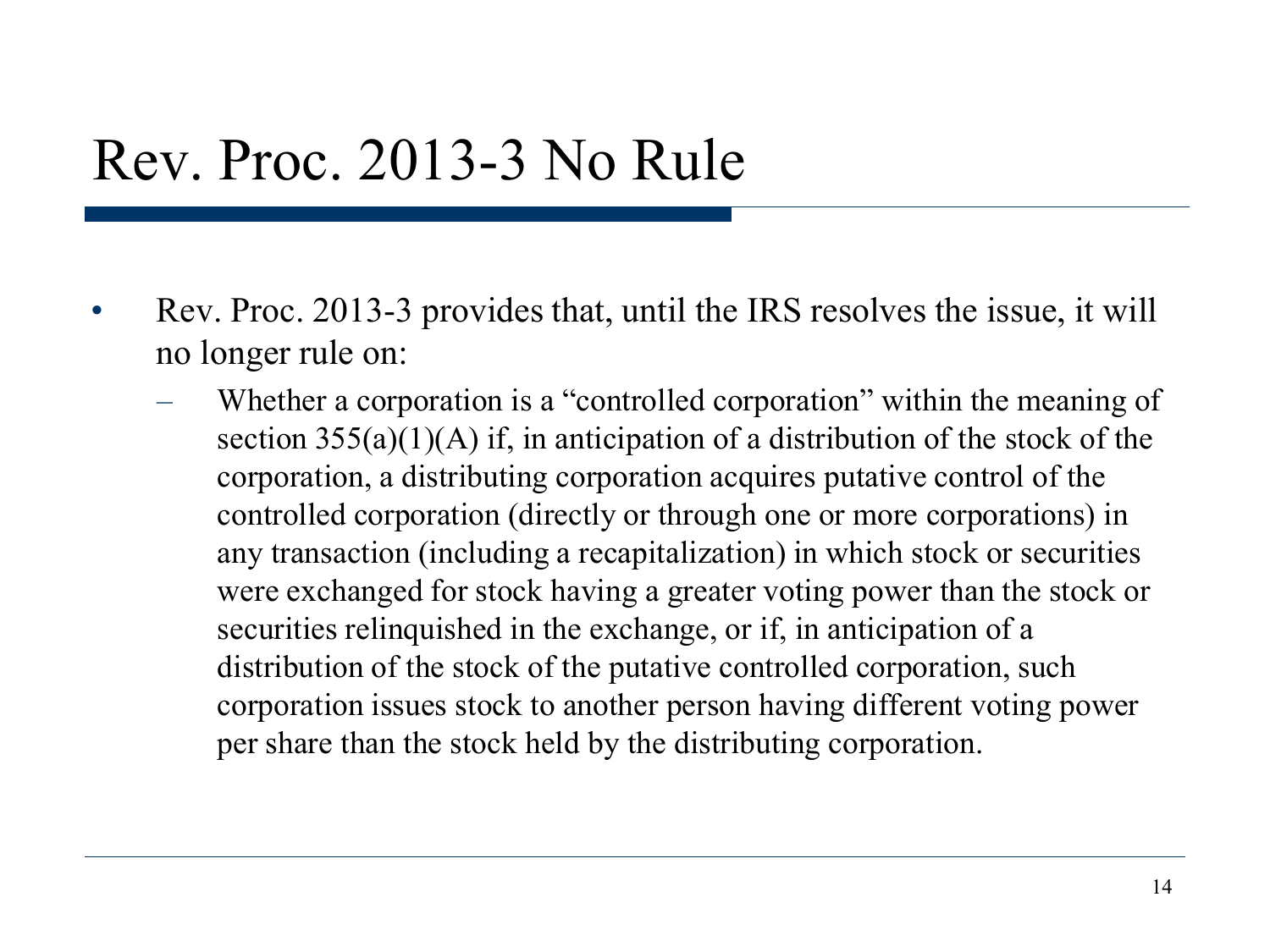# Rev. Proc. 2013-3 No Rule

- Rev. Proc. 2013-3 provides that, until the IRS resolves the issue, it will no longer rule on:
  - Whether a corporation is a "controlled corporation" within the meaning of section 355(a)(1)(A) if, in anticipation of a distribution of the stock of the corporation, a distributing corporation acquires putative control of the controlled corporation (directly or through one or more corporations) in any transaction (including a recapitalization) in which stock or securities were exchanged for stock having a greater voting power than the stock or securities relinquished in the exchange, or if, in anticipation of a distribution of the stock of the putative controlled corporation, such corporation issues stock to another person having different voting power per share than the stock held by the distributing corporation.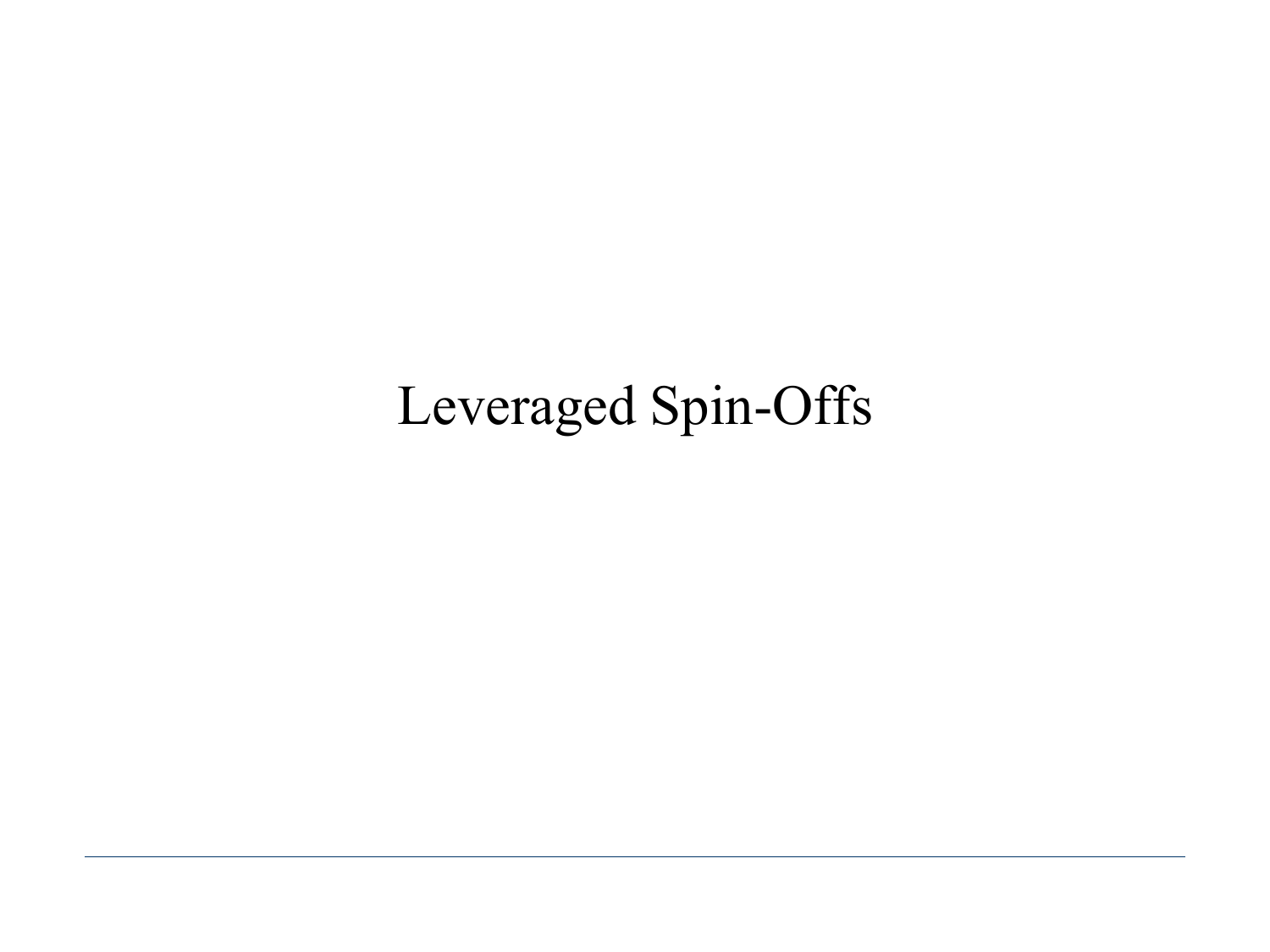# Leveraged Spin-Offs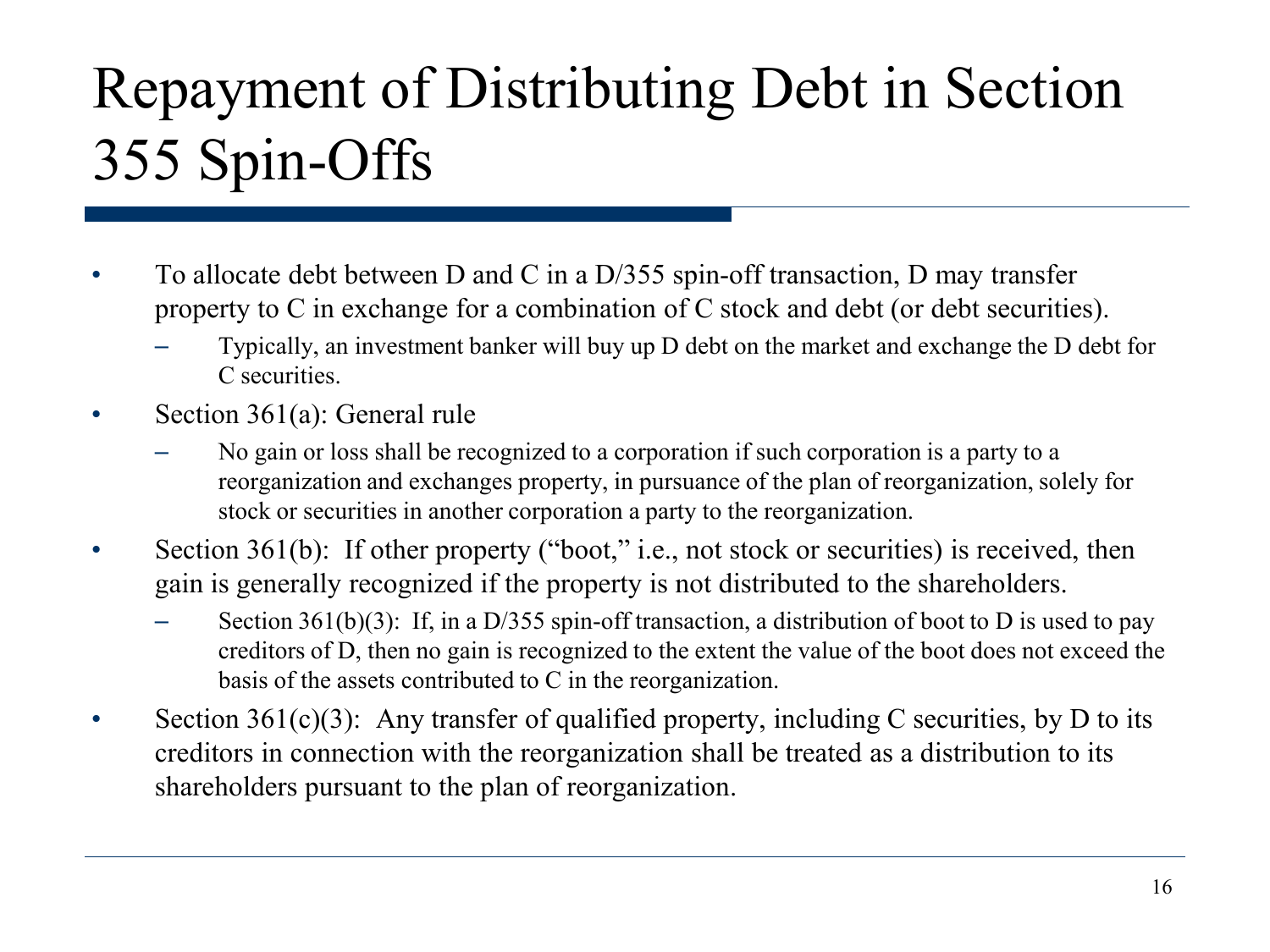# Repayment of Distributing Debt in Section 355 Spin-Offs

- To allocate debt between D and C in a D/355 spin-off transaction, D may transfer property to C in exchange for a combination of C stock and debt (or debt securities).
  - Typically, an investment banker will buy up D debt on the market and exchange the D debt for C securities.
- Section 361(a): General rule
  - No gain or loss shall be recognized to a corporation if such corporation is a party to a reorganization and exchanges property, in pursuance of the plan of reorganization, solely for stock or securities in another corporation a party to the reorganization.
- Section 361(b): If other property ("boot," i.e., not stock or securities) is received, then gain is generally recognized if the property is not distributed to the shareholders.
  - Section 361(b)(3): If, in a D/355 spin-off transaction, a distribution of boot to D is used to pay creditors of D, then no gain is recognized to the extent the value of the boot does not exceed the basis of the assets contributed to C in the reorganization.
- Section 361(c)(3): Any transfer of qualified property, including C securities, by D to its creditors in connection with the reorganization shall be treated as a distribution to its shareholders pursuant to the plan of reorganization.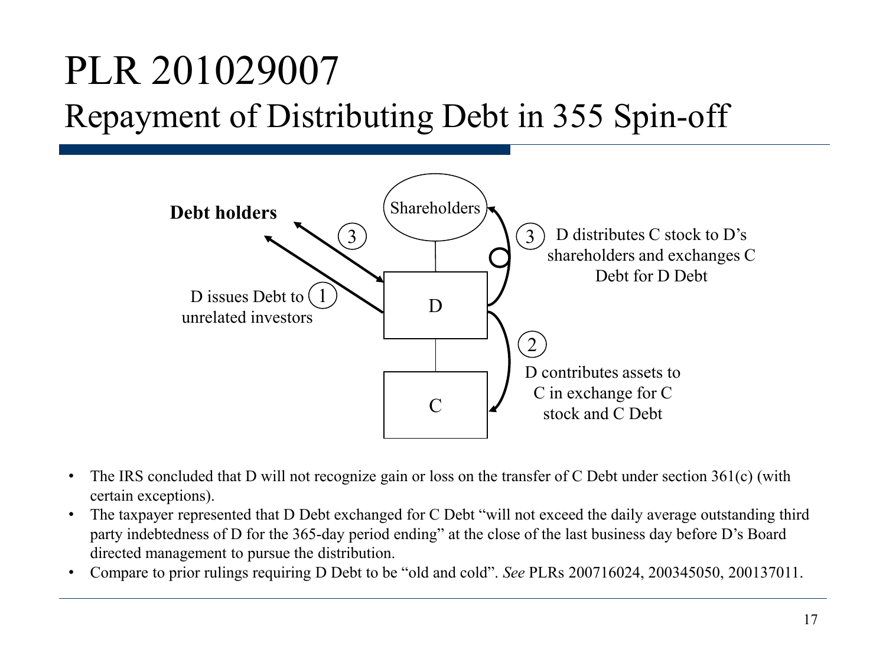# PLR 201029007

## Repayment of Distributing Debt in 355 Spin-off

**Debt holders**

Shareholders

D

C

(1) D issues Debt to unrelated investors

(2) D contributes assets to C in exchange for C stock and C Debt

(3) D distributes C stock to D's shareholders and exchanges C Debt for D Debt

- The IRS concluded that D will not recognize gain or loss on the transfer of C Debt under section 361(c) (with certain exceptions).
- The taxpayer represented that D Debt exchanged for C Debt "will not exceed the daily average outstanding third party indebtedness of D for the 365-day period ending" at the close of the last business day before D's Board directed management to pursue the distribution.
- Compare to prior rulings requiring D Debt to be "old and cold". *See* PLRs 200716024, 200345050, 200137011.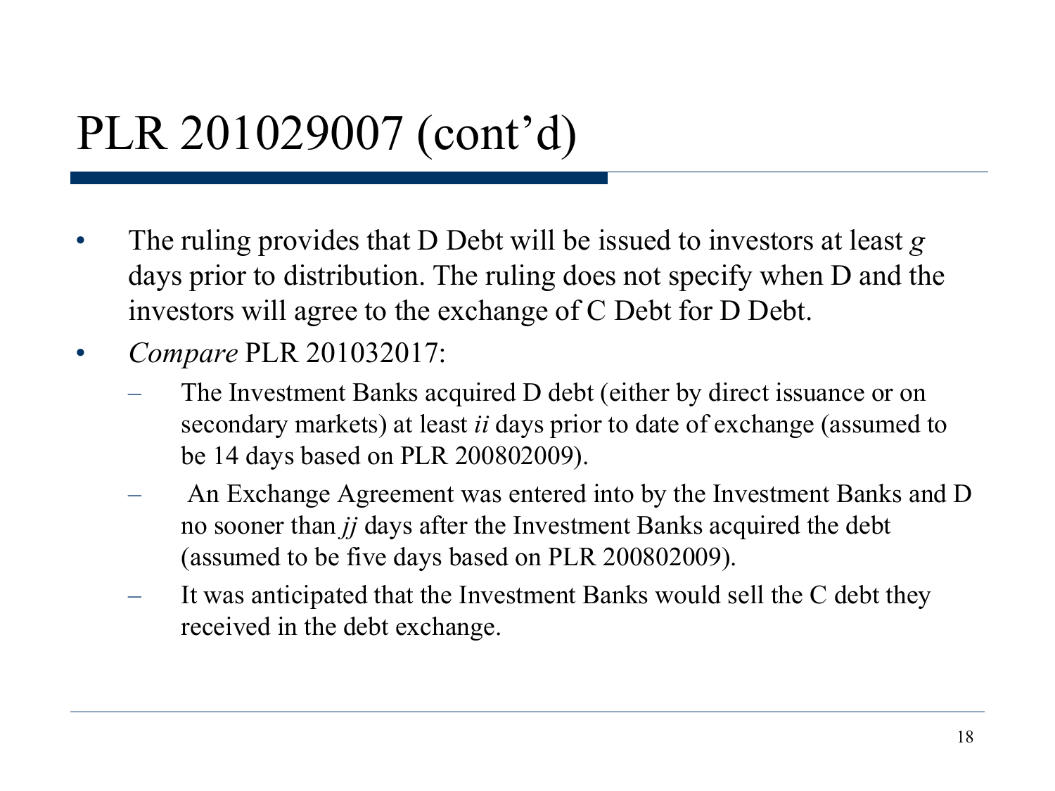# PLR 201029007 (cont'd)

- The ruling provides that D Debt will be issued to investors at least *g* days prior to distribution. The ruling does not specify when D and the investors will agree to the exchange of C Debt for D Debt.
- *Compare* PLR 201032017:
  - The Investment Banks acquired D debt (either by direct issuance or on secondary markets) at least *ii* days prior to date of exchange (assumed to be 14 days based on PLR 200802009).
  - An Exchange Agreement was entered into by the Investment Banks and D no sooner than *jj* days after the Investment Banks acquired the debt (assumed to be five days based on PLR 200802009).
  - It was anticipated that the Investment Banks would sell the C debt they received in the debt exchange.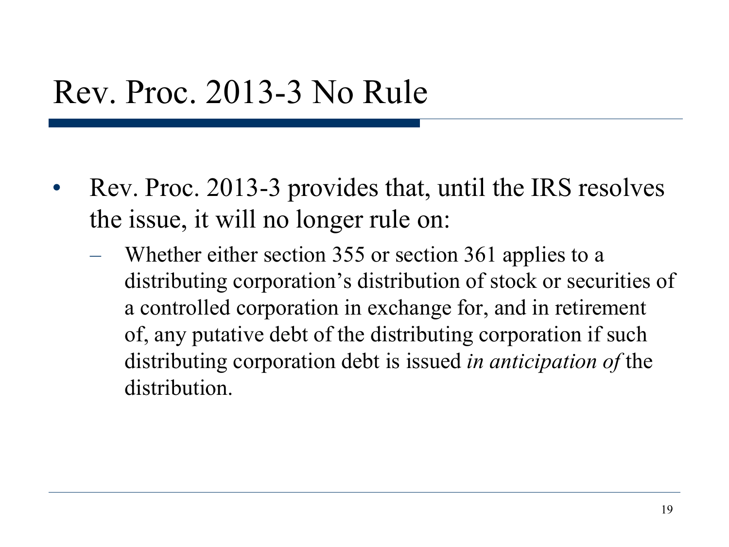# Rev. Proc. 2013-3 No Rule

- Rev. Proc. 2013-3 provides that, until the IRS resolves the issue, it will no longer rule on:
  - Whether either section 355 or section 361 applies to a distributing corporation's distribution of stock or securities of a controlled corporation in exchange for, and in retirement of, any putative debt of the distributing corporation if such distributing corporation debt is issued *in anticipation of* the distribution.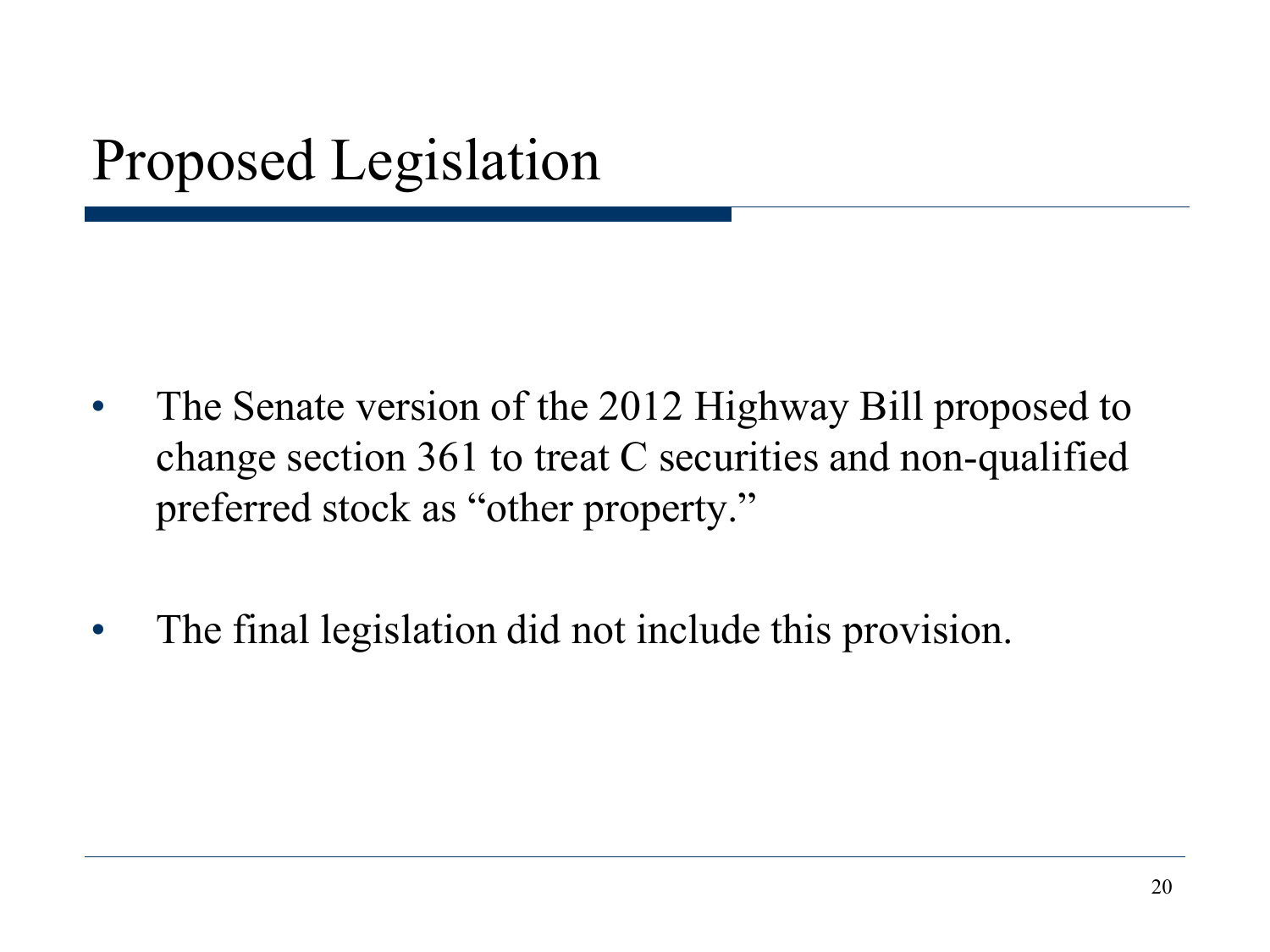# Proposed Legislation

- The Senate version of the 2012 Highway Bill proposed to change section 361 to treat C securities and non-qualified preferred stock as "other property."
- The final legislation did not include this provision.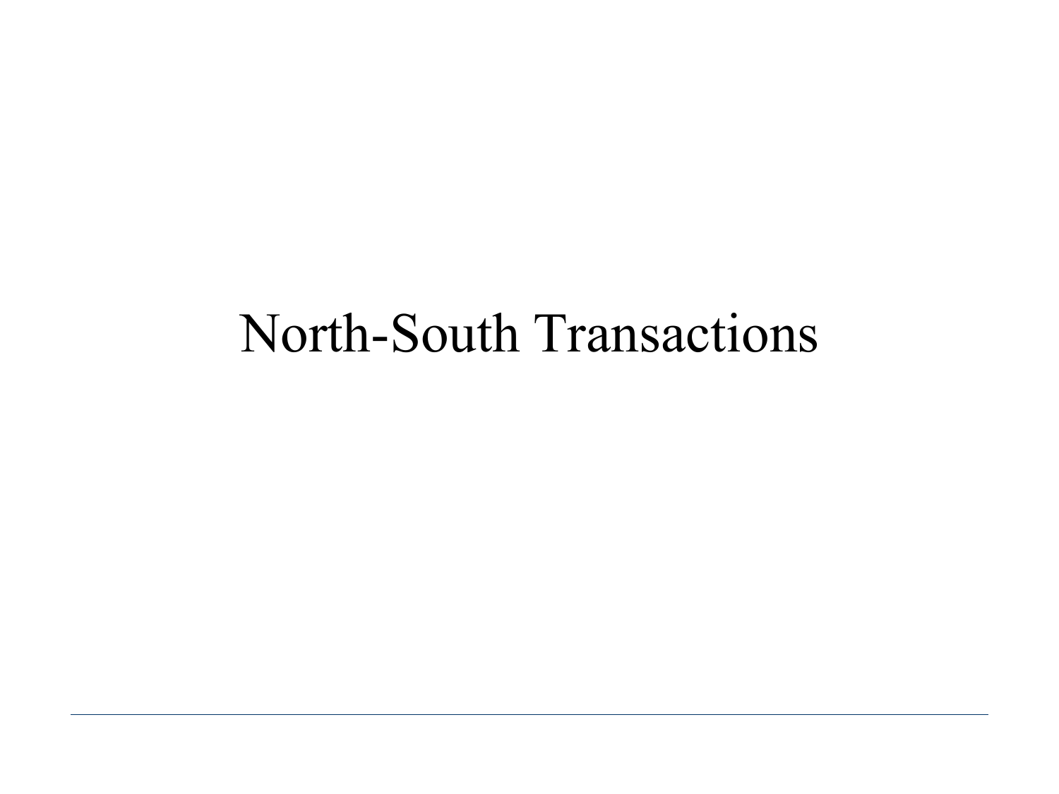# North-South Transactions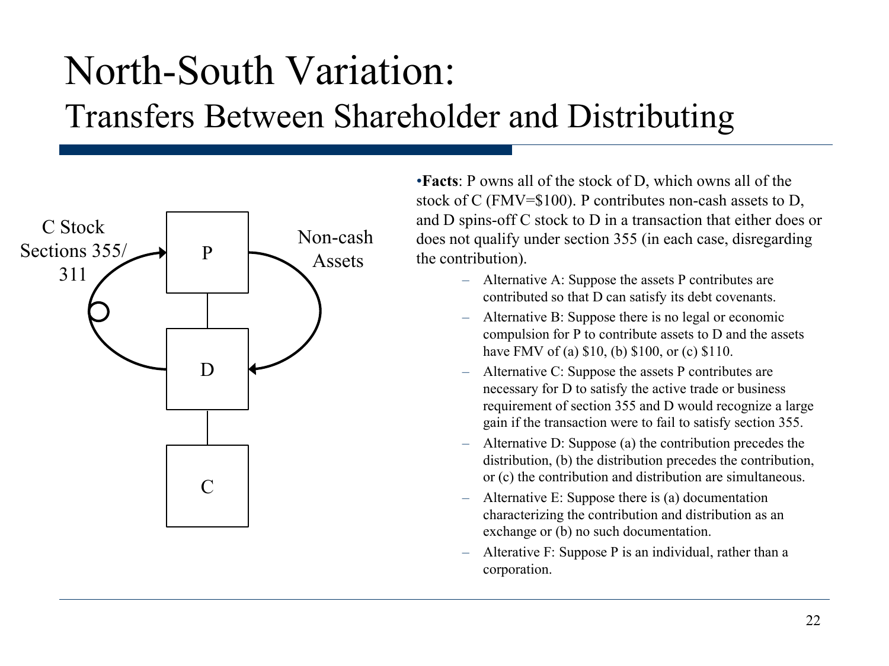# North-South Variation:

## Transfers Between Shareholder and Distributing

C Stock Sections 355/ 311

Non-cash Assets

P

D

C

- **Facts**: P owns all of the stock of D, which owns all of the stock of C (FMV=$100). P contributes non-cash assets to D, and D spins-off C stock to D in a transaction that either does or does not qualify under section 355 (in each case, disregarding the contribution).
  - Alternative A: Suppose the assets P contributes are contributed so that D can satisfy its debt covenants.
  - Alternative B: Suppose there is no legal or economic compulsion for P to contribute assets to D and the assets have FMV of (a) $10, (b) $100, or (c) $110.
  - Alternative C: Suppose the assets P contributes are necessary for D to satisfy the active trade or business requirement of section 355 and D would recognize a large gain if the transaction were to fail to satisfy section 355.
  - Alternative D: Suppose (a) the contribution precedes the distribution, (b) the distribution precedes the contribution, or (c) the contribution and distribution are simultaneous.
  - Alternative E: Suppose there is (a) documentation characterizing the contribution and distribution as an exchange or (b) no such documentation.
  - Alterative F: Suppose P is an individual, rather than a corporation.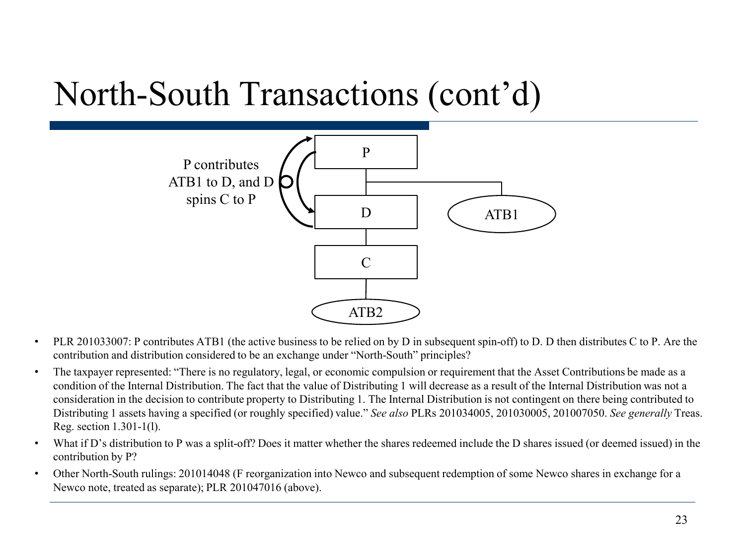# North-South Transactions (cont'd)

P contributes ATB1 to D, and D spins C to P

P

D

ATB1

C

ATB2

- PLR 201033007: P contributes ATB1 (the active business to be relied on by D in subsequent spin-off) to D. D then distributes C to P. Are the contribution and distribution considered to be an exchange under "North-South" principles?
- The taxpayer represented: "There is no regulatory, legal, or economic compulsion or requirement that the Asset Contributions be made as a condition of the Internal Distribution. The fact that the value of Distributing 1 will decrease as a result of the Internal Distribution was not a consideration in the decision to contribute property to Distributing 1. The Internal Distribution is not contingent on there being contributed to Distributing 1 assets having a specified (or roughly specified) value." *See also* PLRs 201034005, 201030005, 201007050. *See generally* Treas. Reg. section 1.301-1(l).
- What if D's distribution to P was a split-off? Does it matter whether the shares redeemed include the D shares issued (or deemed issued) in the contribution by P?
- Other North-South rulings: 201014048 (F reorganization into Newco and subsequent redemption of some Newco shares in exchange for a Newco note, treated as separate); PLR 201047016 (above).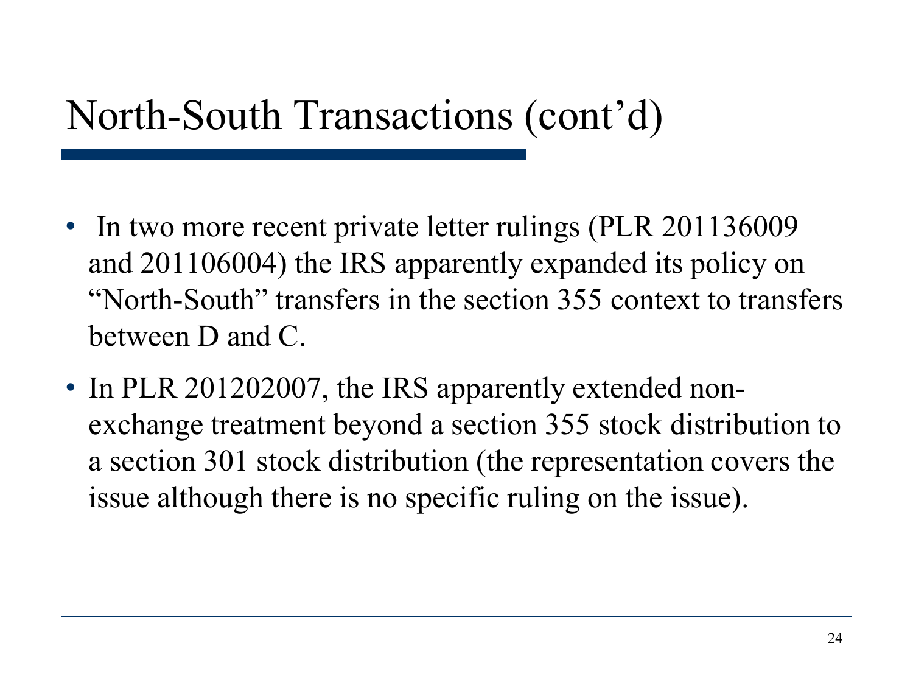# North-South Transactions (cont'd)

- In two more recent private letter rulings (PLR 201136009 and 201106004) the IRS apparently expanded its policy on "North-South" transfers in the section 355 context to transfers between D and C.
- In PLR 201202007, the IRS apparently extended non-exchange treatment beyond a section 355 stock distribution to a section 301 stock distribution (the representation covers the issue although there is no specific ruling on the issue).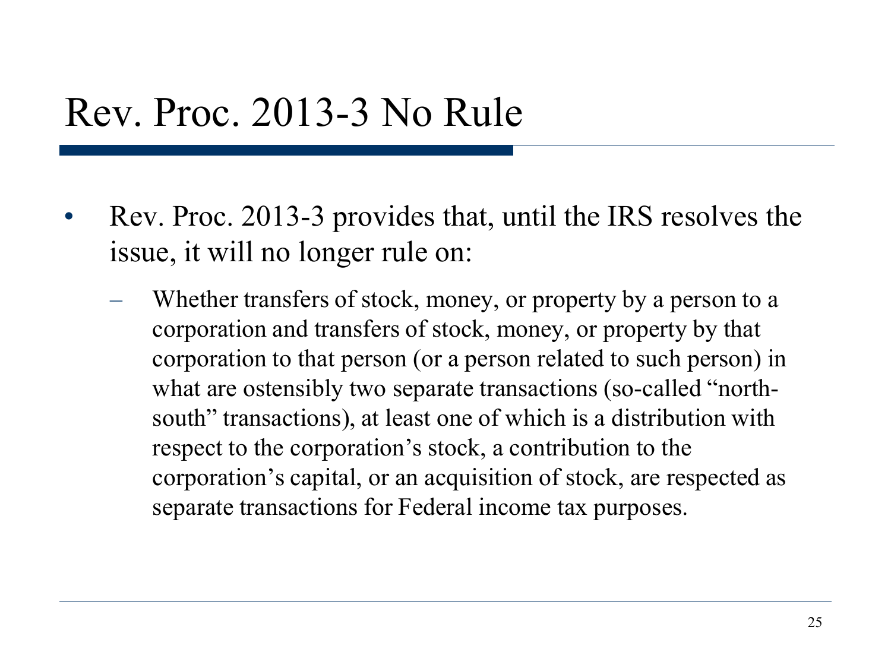# Rev. Proc. 2013-3 No Rule

- Rev. Proc. 2013-3 provides that, until the IRS resolves the issue, it will no longer rule on:
  - Whether transfers of stock, money, or property by a person to a corporation and transfers of stock, money, or property by that corporation to that person (or a person related to such person) in what are ostensibly two separate transactions (so-called "north-south" transactions), at least one of which is a distribution with respect to the corporation's stock, a contribution to the corporation's capital, or an acquisition of stock, are respected as separate transactions for Federal income tax purposes.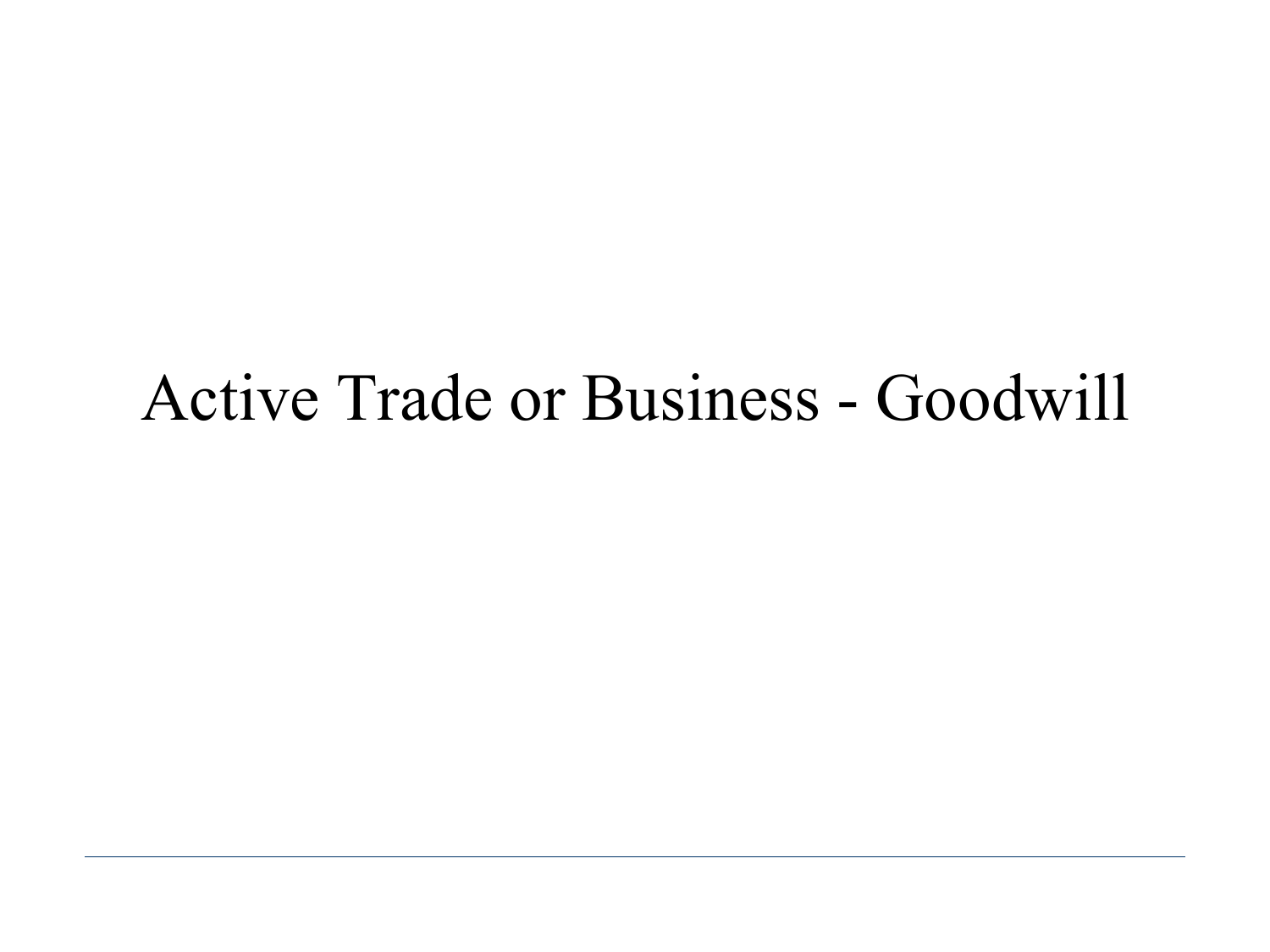# Active Trade or Business - Goodwill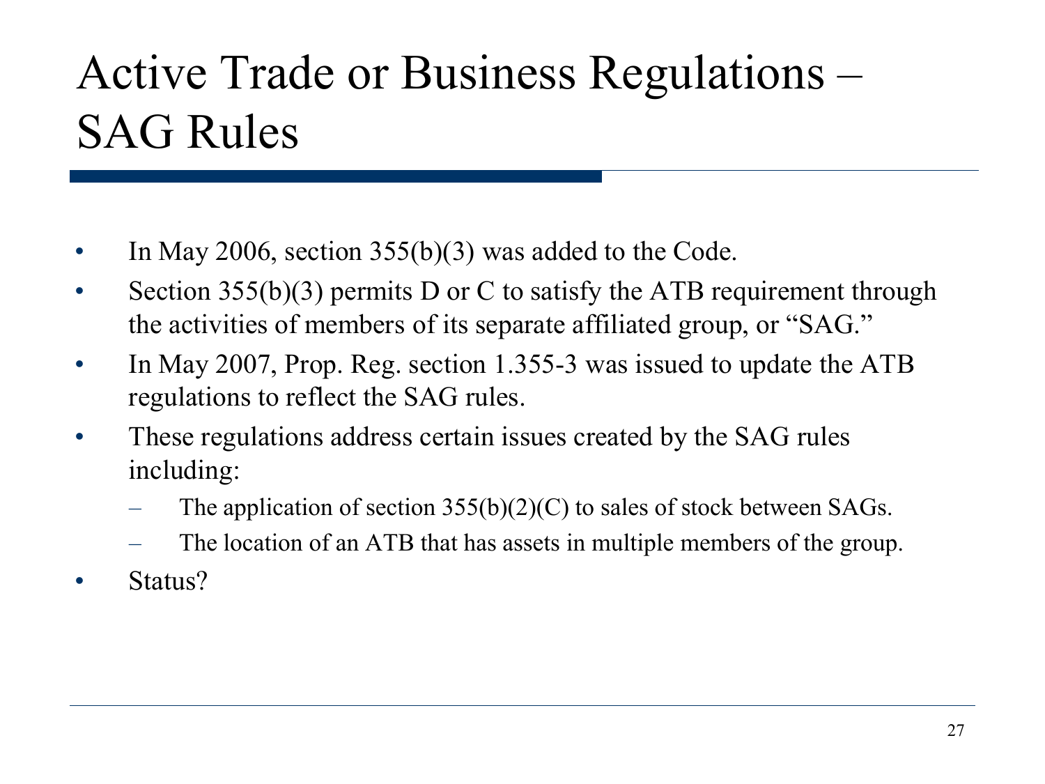# Active Trade or Business Regulations – SAG Rules

- In May 2006, section 355(b)(3) was added to the Code.
- Section 355(b)(3) permits D or C to satisfy the ATB requirement through the activities of members of its separate affiliated group, or "SAG."
- In May 2007, Prop. Reg. section 1.355-3 was issued to update the ATB regulations to reflect the SAG rules.
- These regulations address certain issues created by the SAG rules including:
  - The application of section 355(b)(2)(C) to sales of stock between SAGs.
  - The location of an ATB that has assets in multiple members of the group.
- Status?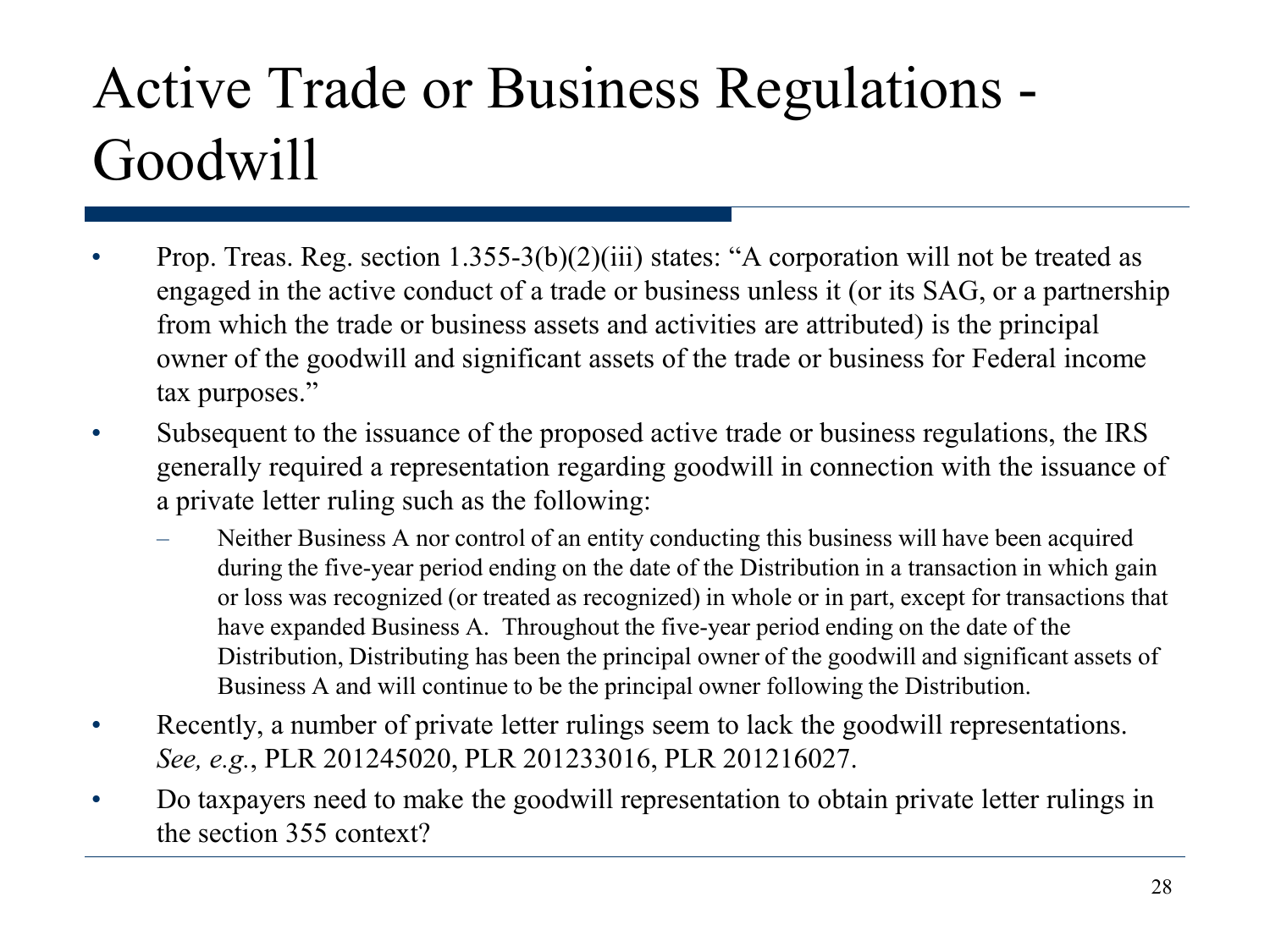# Active Trade or Business Regulations - Goodwill

- Prop. Treas. Reg. section 1.355-3(b)(2)(iii) states: "A corporation will not be treated as engaged in the active conduct of a trade or business unless it (or its SAG, or a partnership from which the trade or business assets and activities are attributed) is the principal owner of the goodwill and significant assets of the trade or business for Federal income tax purposes."
- Subsequent to the issuance of the proposed active trade or business regulations, the IRS generally required a representation regarding goodwill in connection with the issuance of a private letter ruling such as the following:
  - Neither Business A nor control of an entity conducting this business will have been acquired during the five-year period ending on the date of the Distribution in a transaction in which gain or loss was recognized (or treated as recognized) in whole or in part, except for transactions that have expanded Business A. Throughout the five-year period ending on the date of the Distribution, Distributing has been the principal owner of the goodwill and significant assets of Business A and will continue to be the principal owner following the Distribution.
- Recently, a number of private letter rulings seem to lack the goodwill representations. *See, e.g.*, PLR 201245020, PLR 201233016, PLR 201216027.
- Do taxpayers need to make the goodwill representation to obtain private letter rulings in the section 355 context?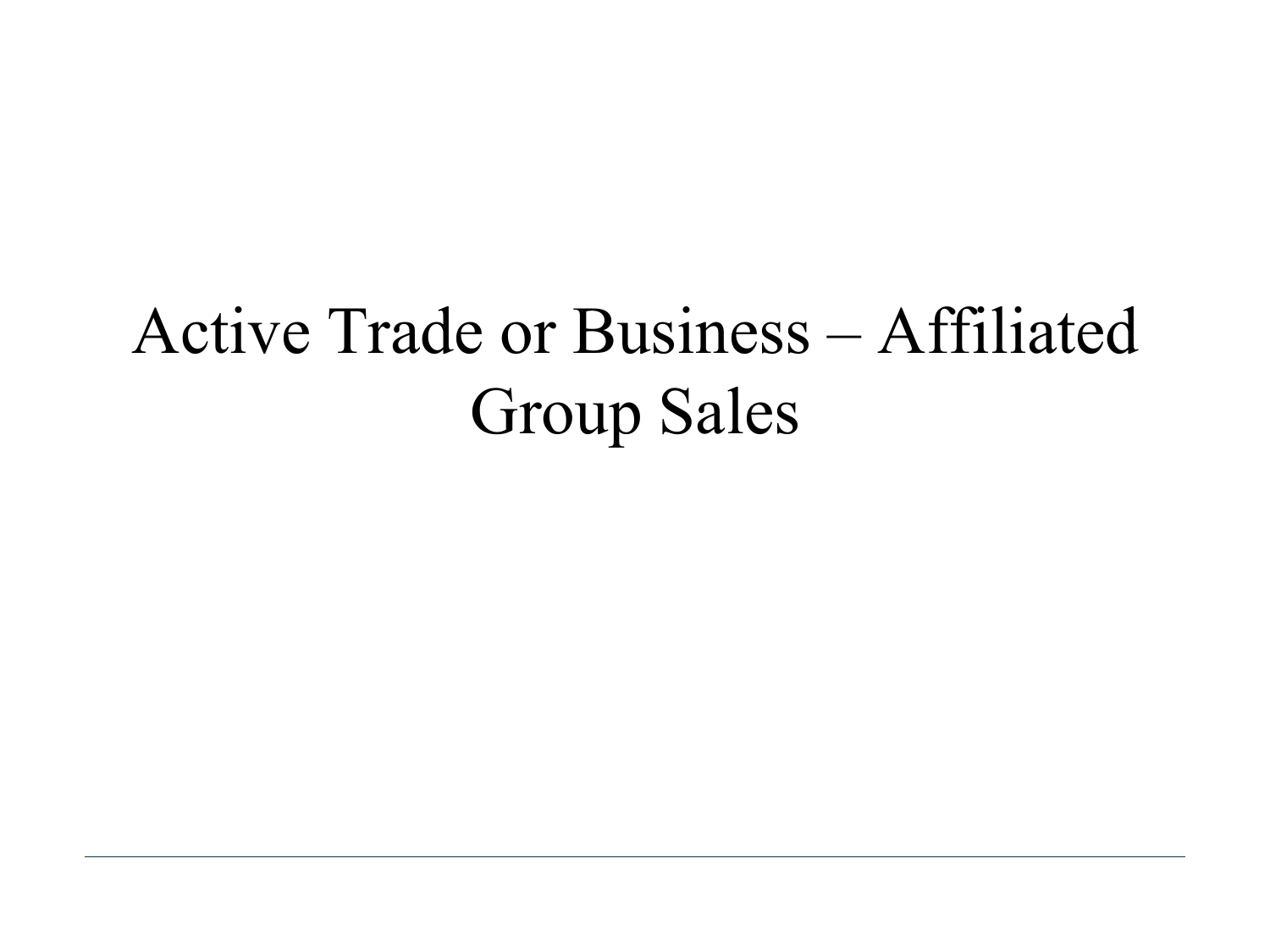# Active Trade or Business – Affiliated Group Sales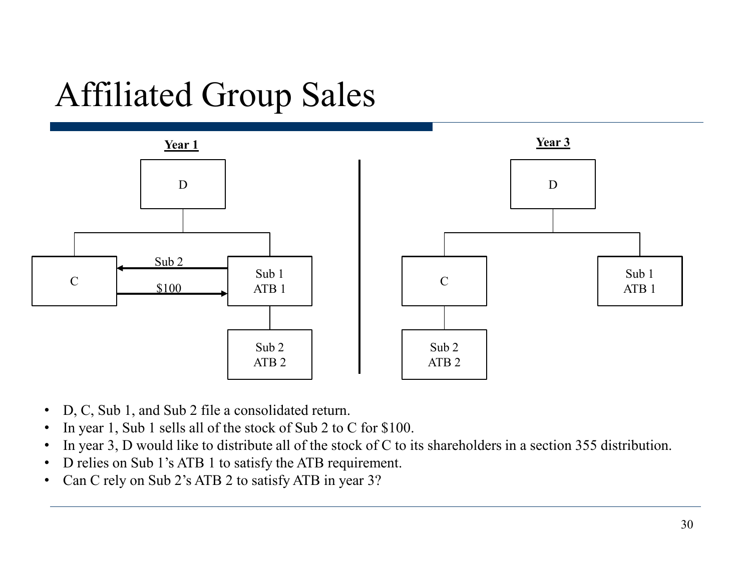# Affiliated Group Sales

**Year 1**

D

C — Sub 2 → ← $100 — Sub 1 / ATB 1

Sub 2 / ATB 2

**Year 3**

D

C — Sub 1 / ATB 1

Sub 2 / ATB 2

- D, C, Sub 1, and Sub 2 file a consolidated return.
- In year 1, Sub 1 sells all of the stock of Sub 2 to C for $100.
- In year 3, D would like to distribute all of the stock of C to its shareholders in a section 355 distribution.
- D relies on Sub 1's ATB 1 to satisfy the ATB requirement.
- Can C rely on Sub 2's ATB 2 to satisfy ATB in year 3?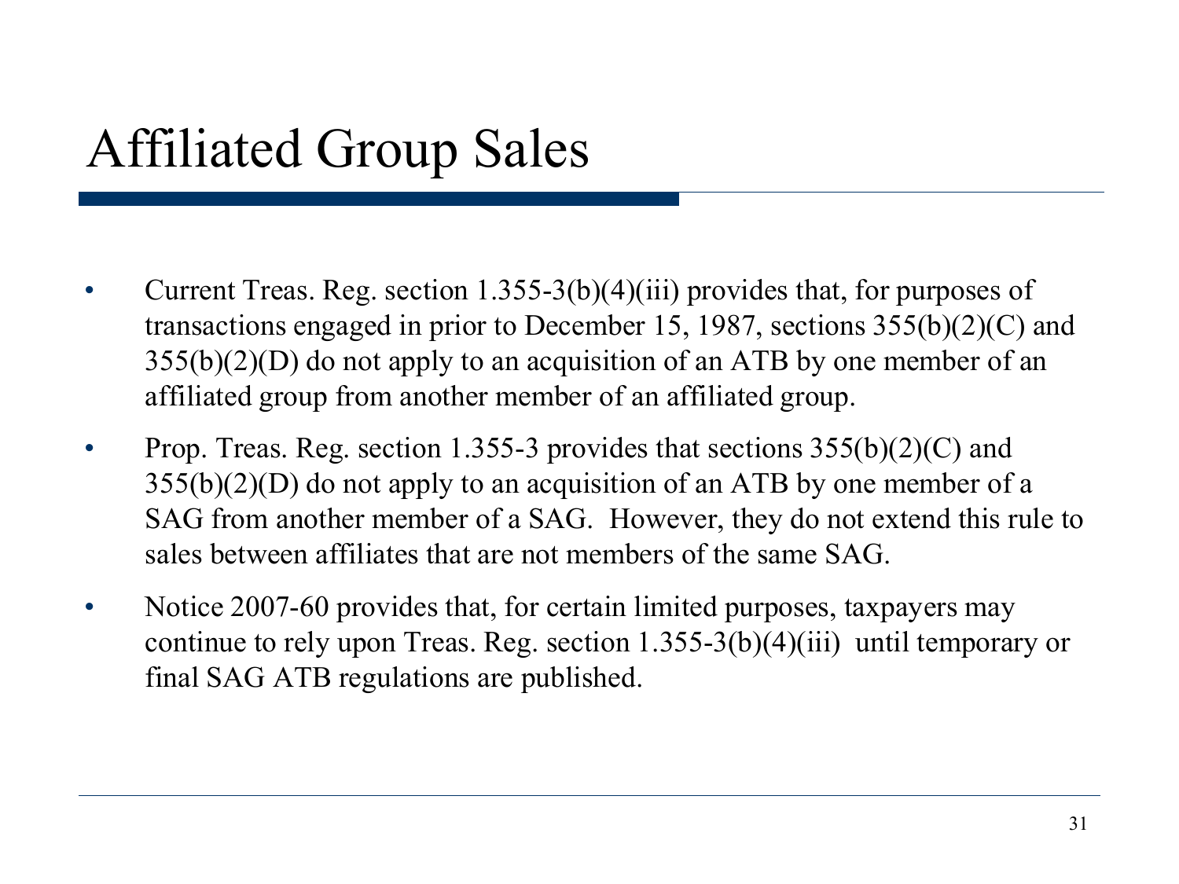# Affiliated Group Sales

- Current Treas. Reg. section 1.355-3(b)(4)(iii) provides that, for purposes of transactions engaged in prior to December 15, 1987, sections 355(b)(2)(C) and 355(b)(2)(D) do not apply to an acquisition of an ATB by one member of an affiliated group from another member of an affiliated group.
- Prop. Treas. Reg. section 1.355-3 provides that sections 355(b)(2)(C) and 355(b)(2)(D) do not apply to an acquisition of an ATB by one member of a SAG from another member of a SAG. However, they do not extend this rule to sales between affiliates that are not members of the same SAG.
- Notice 2007-60 provides that, for certain limited purposes, taxpayers may continue to rely upon Treas. Reg. section 1.355-3(b)(4)(iii) until temporary or final SAG ATB regulations are published.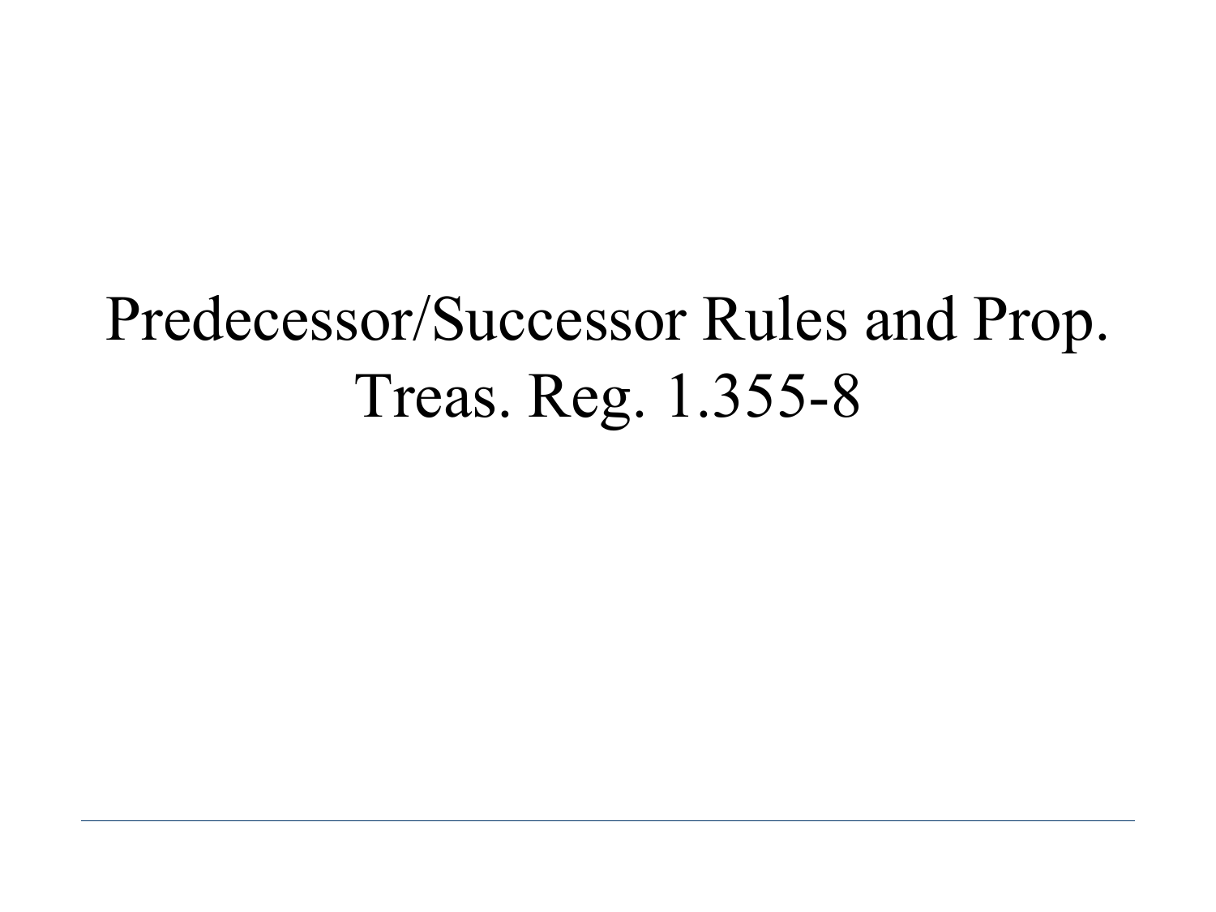# Predecessor/Successor Rules and Prop. Treas. Reg. 1.355-8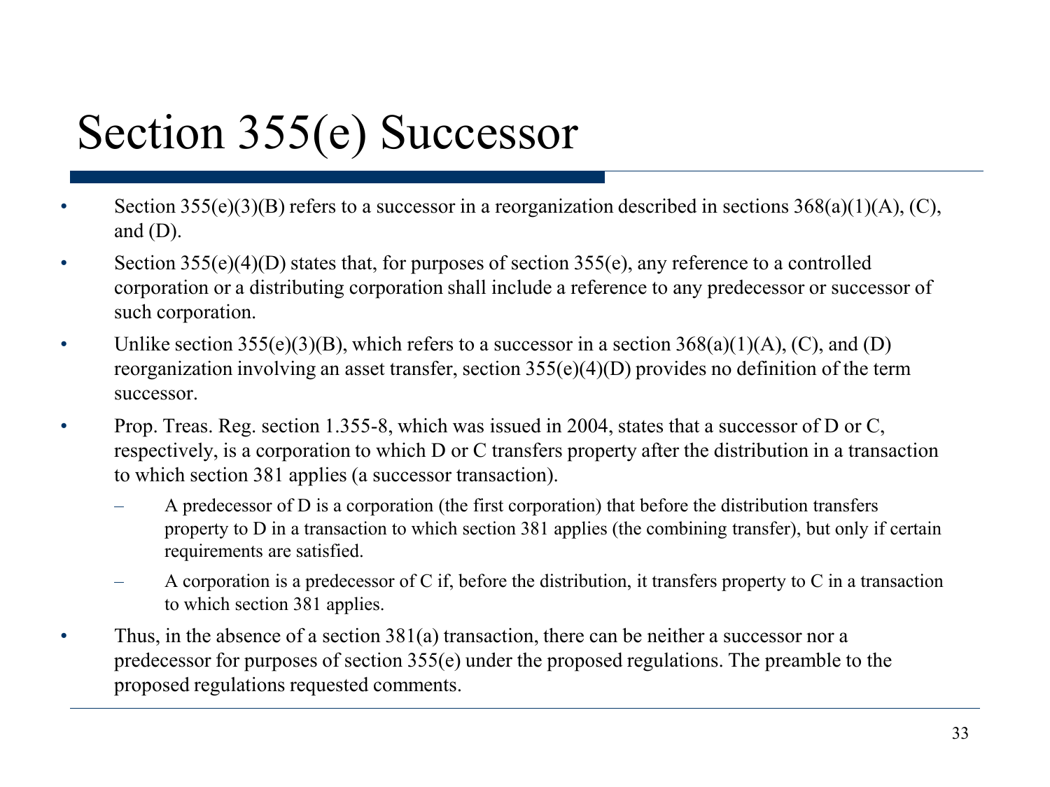# Section 355(e) Successor

- Section 355(e)(3)(B) refers to a successor in a reorganization described in sections 368(a)(1)(A), (C), and (D).
- Section 355(e)(4)(D) states that, for purposes of section 355(e), any reference to a controlled corporation or a distributing corporation shall include a reference to any predecessor or successor of such corporation.
- Unlike section 355(e)(3)(B), which refers to a successor in a section 368(a)(1)(A), (C), and (D) reorganization involving an asset transfer, section 355(e)(4)(D) provides no definition of the term successor.
- Prop. Treas. Reg. section 1.355-8, which was issued in 2004, states that a successor of D or C, respectively, is a corporation to which D or C transfers property after the distribution in a transaction to which section 381 applies (a successor transaction).
  - A predecessor of D is a corporation (the first corporation) that before the distribution transfers property to D in a transaction to which section 381 applies (the combining transfer), but only if certain requirements are satisfied.
  - A corporation is a predecessor of C if, before the distribution, it transfers property to C in a transaction to which section 381 applies.
- Thus, in the absence of a section 381(a) transaction, there can be neither a successor nor a predecessor for purposes of section 355(e) under the proposed regulations. The preamble to the proposed regulations requested comments.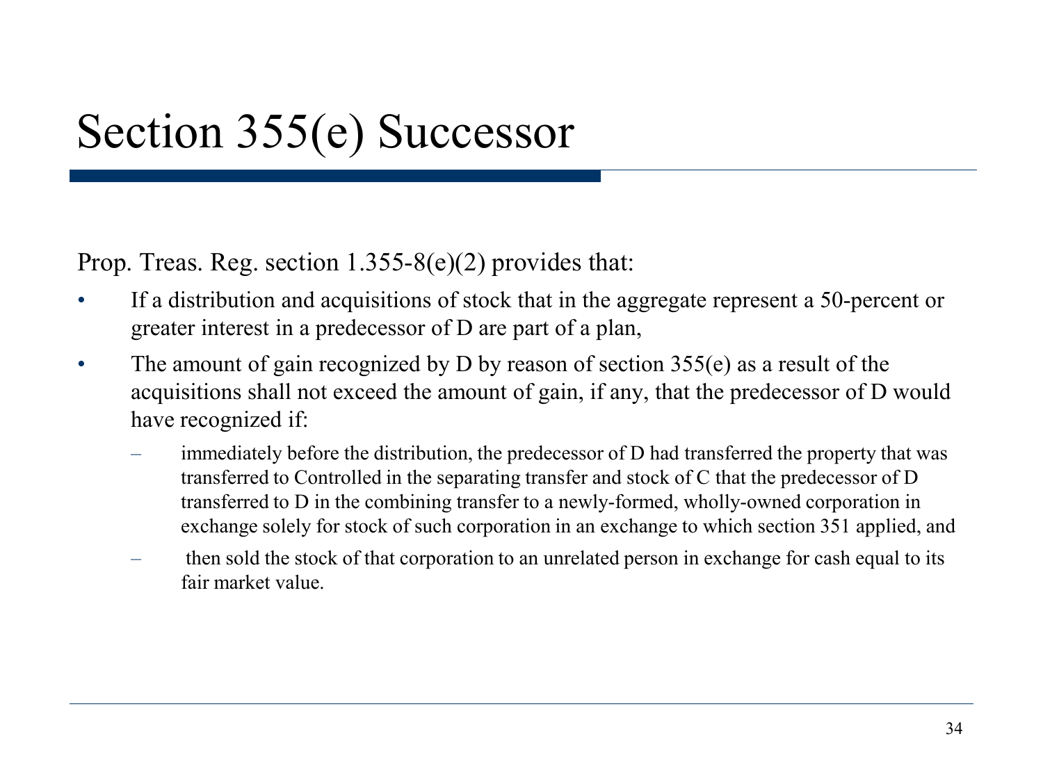# Section 355(e) Successor

Prop. Treas. Reg. section 1.355-8(e)(2) provides that:

- If a distribution and acquisitions of stock that in the aggregate represent a 50-percent or greater interest in a predecessor of D are part of a plan,
- The amount of gain recognized by D by reason of section 355(e) as a result of the acquisitions shall not exceed the amount of gain, if any, that the predecessor of D would have recognized if:
  - immediately before the distribution, the predecessor of D had transferred the property that was transferred to Controlled in the separating transfer and stock of C that the predecessor of D transferred to D in the combining transfer to a newly-formed, wholly-owned corporation in exchange solely for stock of such corporation in an exchange to which section 351 applied, and
  - then sold the stock of that corporation to an unrelated person in exchange for cash equal to its fair market value.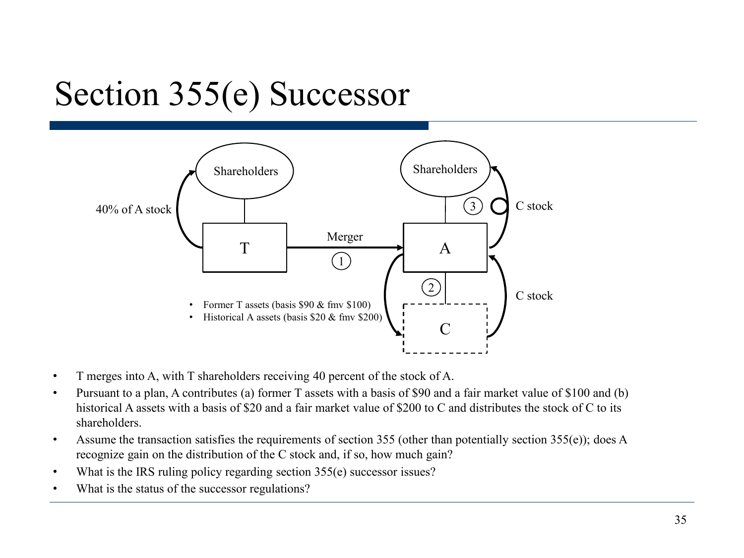# Section 355(e) Successor

Shareholders

40% of A stock

T

Merger

1

A

Shareholders

3

C stock

2

C stock

C

- Former T assets (basis \$90 & fmv \$100)
- Historical A assets (basis \$20 & fmv \$200)

- T merges into A, with T shareholders receiving 40 percent of the stock of A.
- Pursuant to a plan, A contributes (a) former T assets with a basis of \$90 and a fair market value of \$100 and (b) historical A assets with a basis of \$20 and a fair market value of \$200 to C and distributes the stock of C to its shareholders.
- Assume the transaction satisfies the requirements of section 355 (other than potentially section 355(e)); does A recognize gain on the distribution of the C stock and, if so, how much gain?
- What is the IRS ruling policy regarding section 355(e) successor issues?
- What is the status of the successor regulations?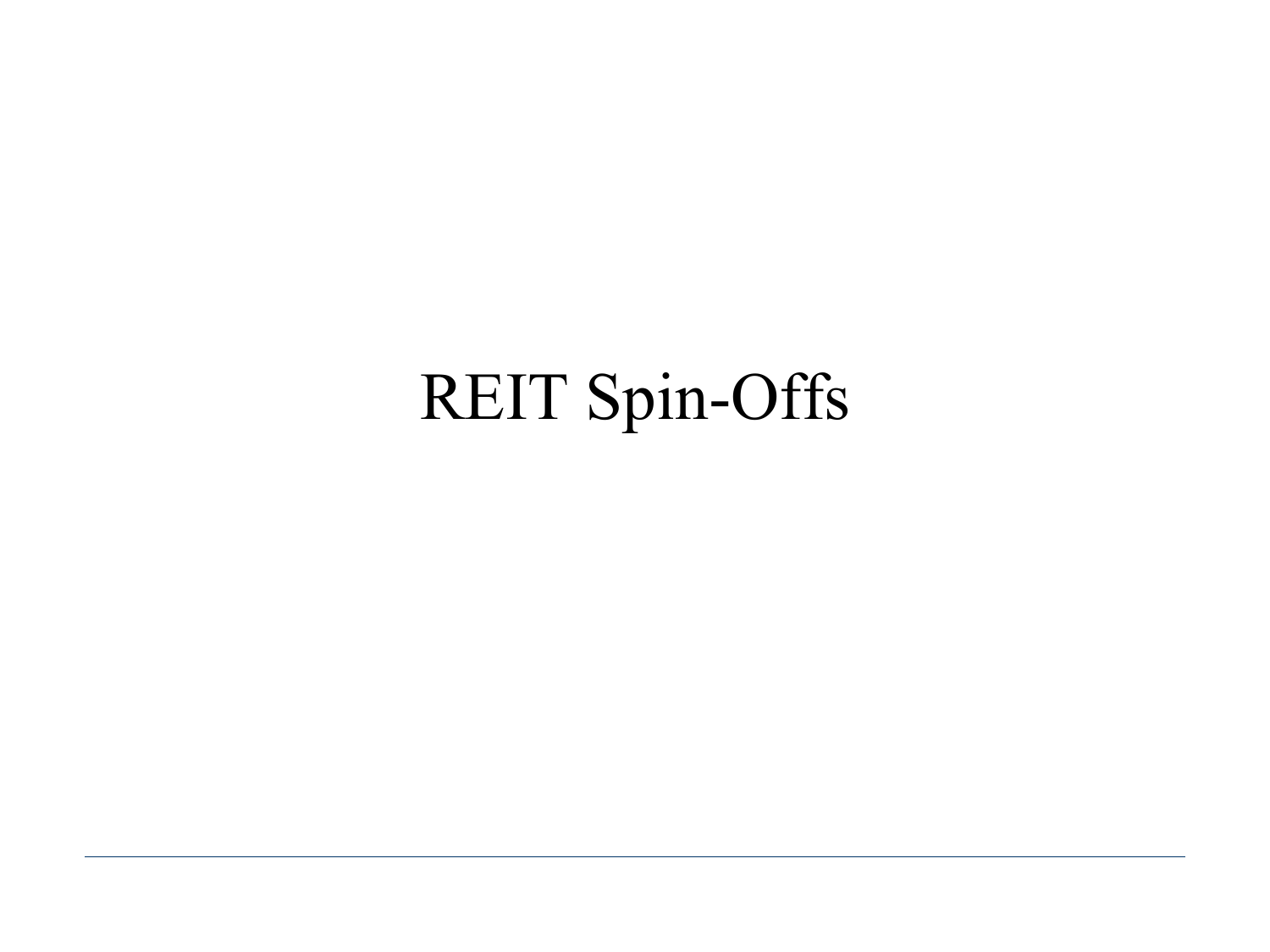# REIT Spin-Offs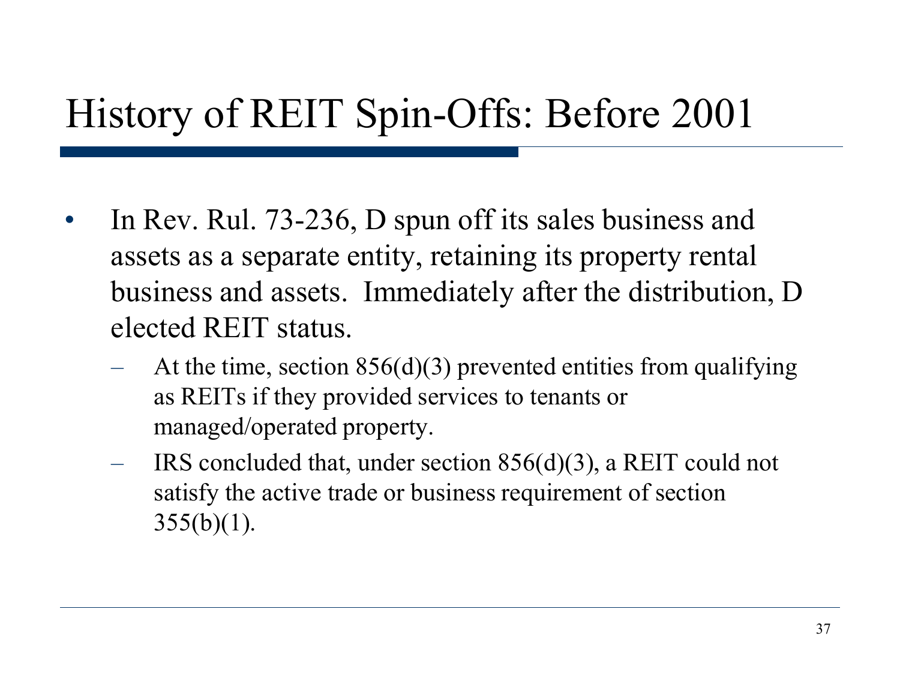# History of REIT Spin-Offs: Before 2001

- In Rev. Rul. 73-236, D spun off its sales business and assets as a separate entity, retaining its property rental business and assets. Immediately after the distribution, D elected REIT status.
  - At the time, section 856(d)(3) prevented entities from qualifying as REITs if they provided services to tenants or managed/operated property.
  - IRS concluded that, under section 856(d)(3), a REIT could not satisfy the active trade or business requirement of section 355(b)(1).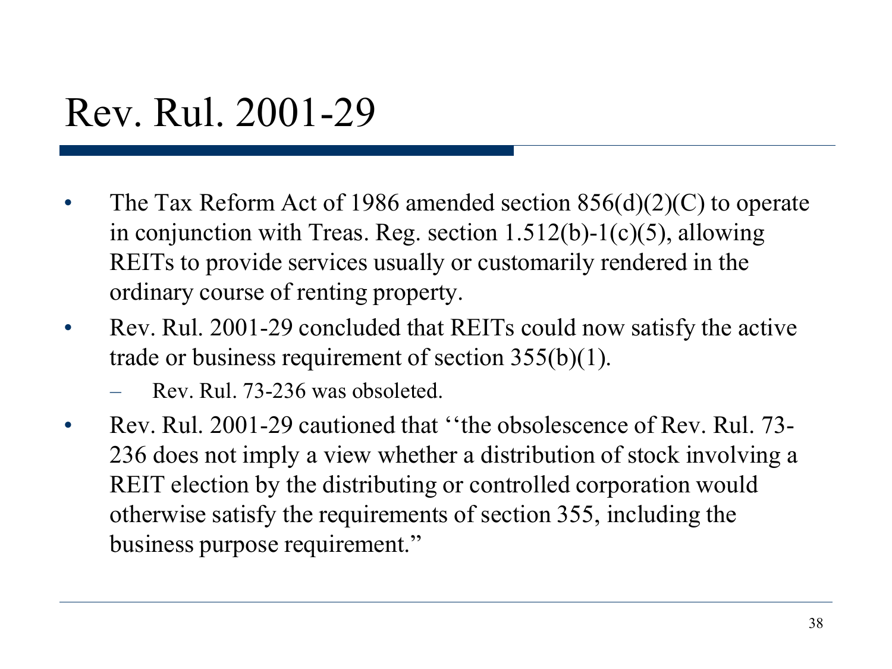# Rev. Rul. 2001-29

- The Tax Reform Act of 1986 amended section 856(d)(2)(C) to operate in conjunction with Treas. Reg. section 1.512(b)-1(c)(5), allowing REITs to provide services usually or customarily rendered in the ordinary course of renting property.
- Rev. Rul. 2001-29 concluded that REITs could now satisfy the active trade or business requirement of section 355(b)(1).
  - Rev. Rul. 73-236 was obsoleted.
- Rev. Rul. 2001-29 cautioned that ‘‘the obsolescence of Rev. Rul. 73-236 does not imply a view whether a distribution of stock involving a REIT election by the distributing or controlled corporation would otherwise satisfy the requirements of section 355, including the business purpose requirement.”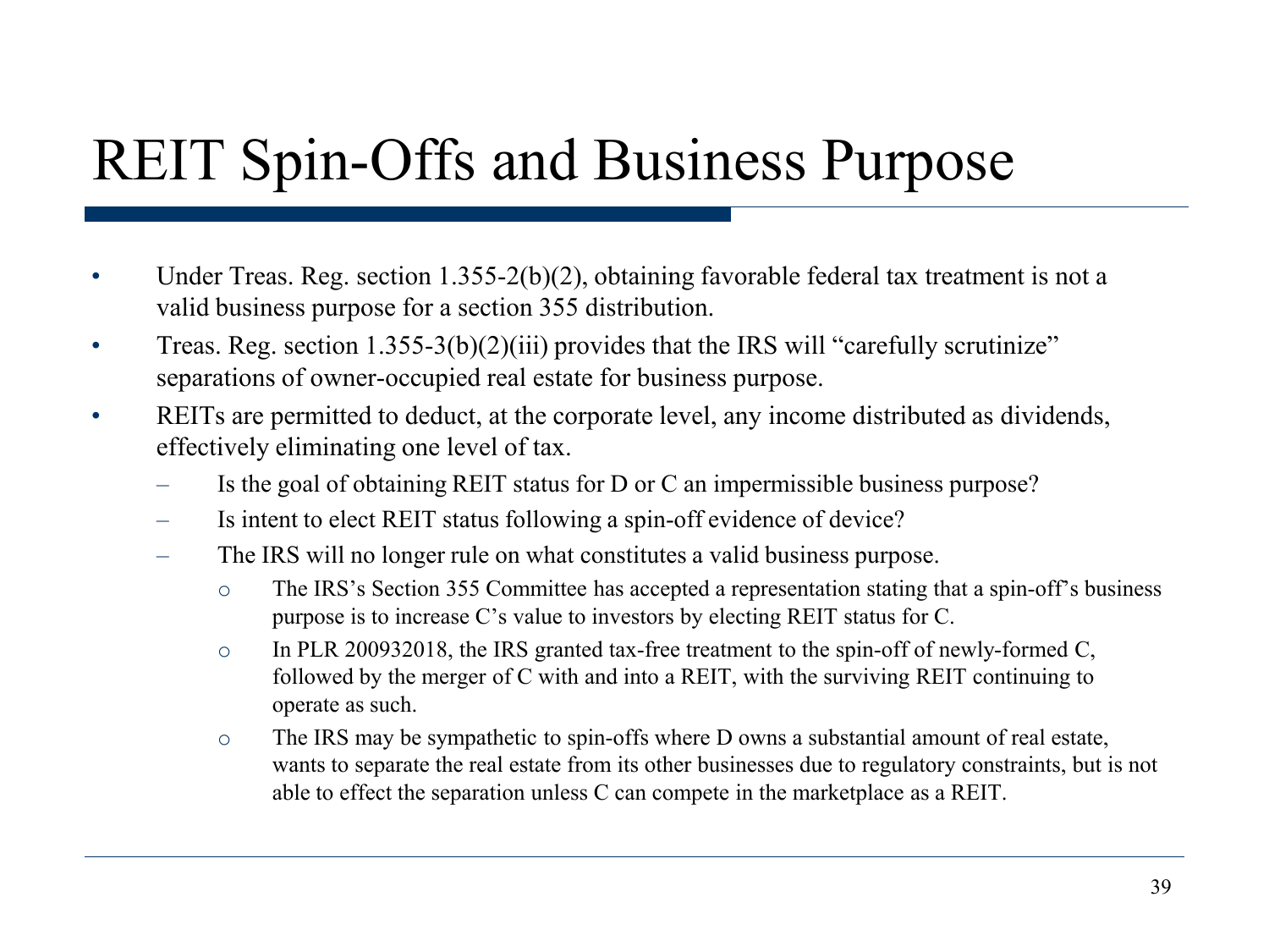# REIT Spin-Offs and Business Purpose

- Under Treas. Reg. section 1.355-2(b)(2), obtaining favorable federal tax treatment is not a valid business purpose for a section 355 distribution.
- Treas. Reg. section 1.355-3(b)(2)(iii) provides that the IRS will "carefully scrutinize" separations of owner-occupied real estate for business purpose.
- REITs are permitted to deduct, at the corporate level, any income distributed as dividends, effectively eliminating one level of tax.
  - Is the goal of obtaining REIT status for D or C an impermissible business purpose?
  - Is intent to elect REIT status following a spin-off evidence of device?
  - The IRS will no longer rule on what constitutes a valid business purpose.
    - The IRS's Section 355 Committee has accepted a representation stating that a spin-off's business purpose is to increase C's value to investors by electing REIT status for C.
    - In PLR 200932018, the IRS granted tax-free treatment to the spin-off of newly-formed C, followed by the merger of C with and into a REIT, with the surviving REIT continuing to operate as such.
    - The IRS may be sympathetic to spin-offs where D owns a substantial amount of real estate, wants to separate the real estate from its other businesses due to regulatory constraints, but is not able to effect the separation unless C can compete in the marketplace as a REIT.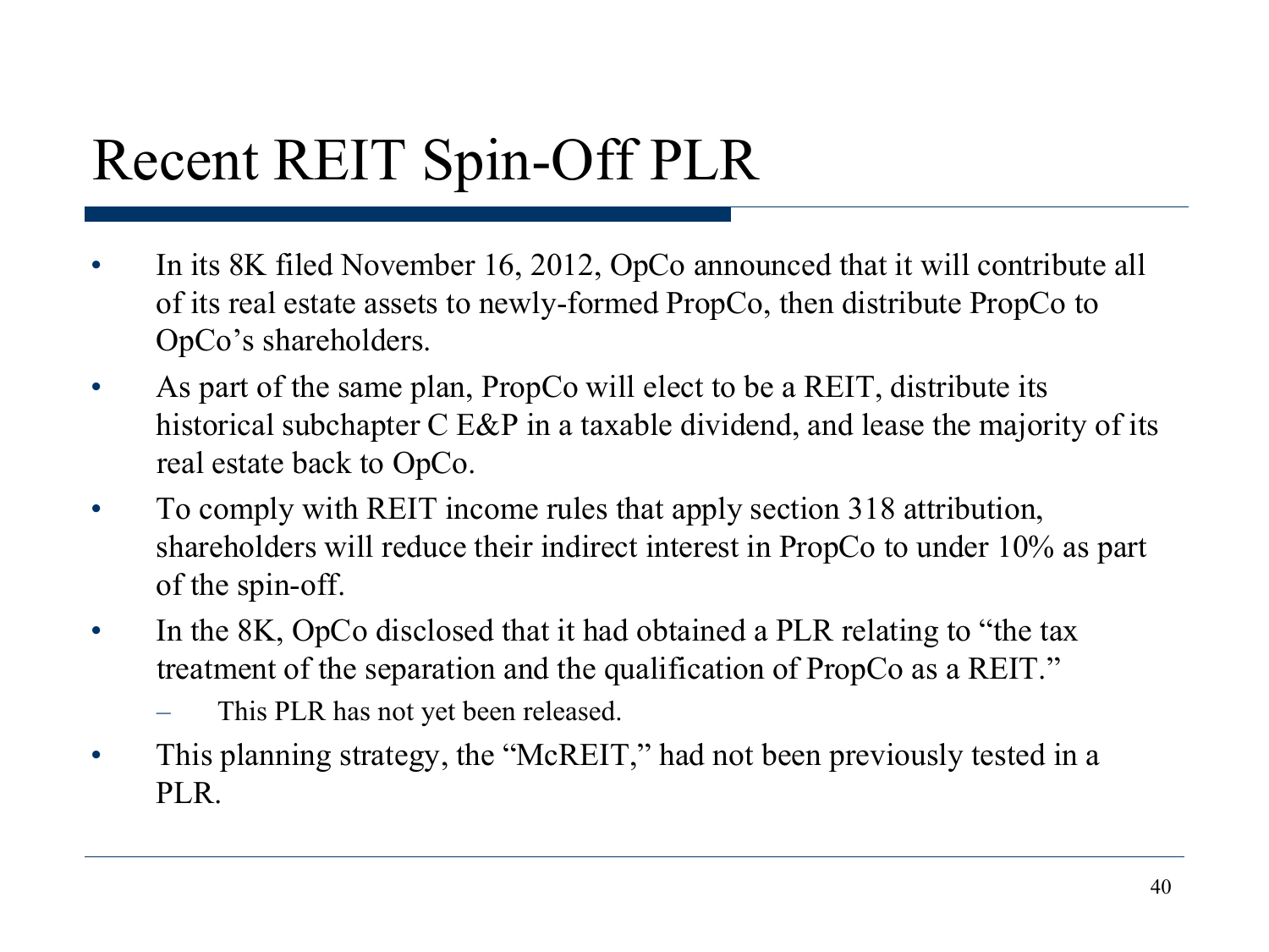# Recent REIT Spin-Off PLR

- In its 8K filed November 16, 2012, OpCo announced that it will contribute all of its real estate assets to newly-formed PropCo, then distribute PropCo to OpCo's shareholders.
- As part of the same plan, PropCo will elect to be a REIT, distribute its historical subchapter C E&P in a taxable dividend, and lease the majority of its real estate back to OpCo.
- To comply with REIT income rules that apply section 318 attribution, shareholders will reduce their indirect interest in PropCo to under 10% as part of the spin-off.
- In the 8K, OpCo disclosed that it had obtained a PLR relating to "the tax treatment of the separation and the qualification of PropCo as a REIT."
  - This PLR has not yet been released.
- This planning strategy, the "McREIT," had not been previously tested in a PLR.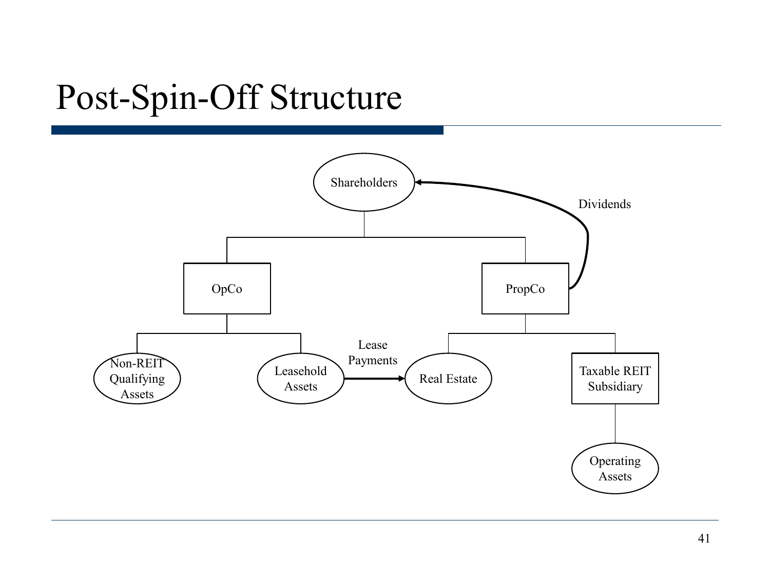# Post-Spin-Off Structure

Shareholders

OpCo

PropCo

Dividends

Non-REIT Qualifying Assets

Leasehold Assets

Lease Payments

Real Estate

Taxable REIT Subsidiary

Operating Assets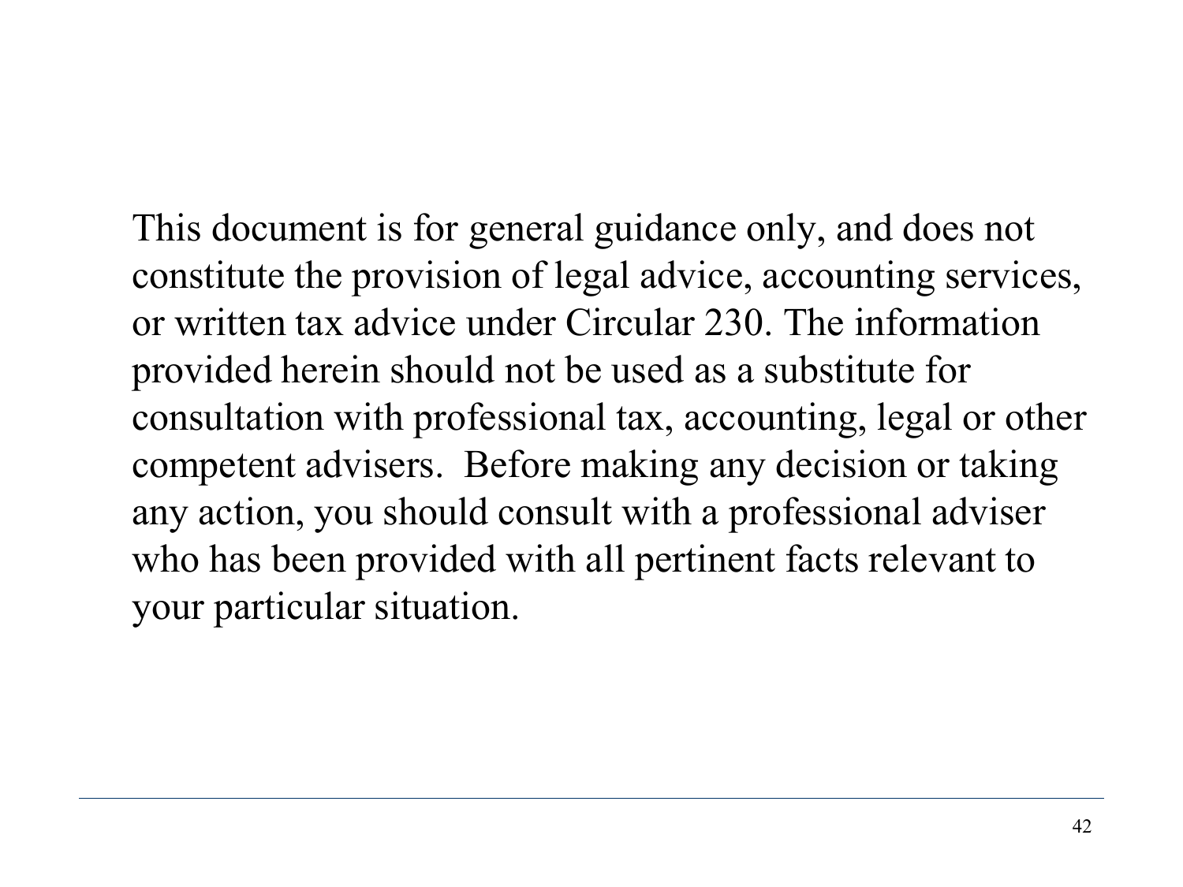This document is for general guidance only, and does not constitute the provision of legal advice, accounting services, or written tax advice under Circular 230. The information provided herein should not be used as a substitute for consultation with professional tax, accounting, legal or other competent advisers. Before making any decision or taking any action, you should consult with a professional adviser who has been provided with all pertinent facts relevant to your particular situation.